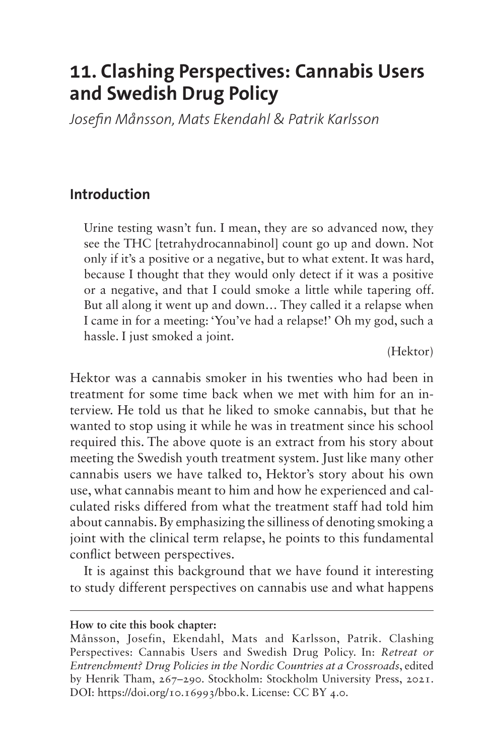# 11. Clashing Perspectives: Cannabis Users and Swedish Drug Policy

*Josefin Månsson, Mats Ekendahl & Patrik Karlsson*

## Introduction

> Urine testing wasn't fun. I mean, they are so advanced now, they see the THC [tetrahydrocannabinol] count go up and down. Not only if it's a positive or a negative, but to what extent. It was hard, because I thought that they would only detect if it was a positive or a negative, and that I could smoke a little while tapering off. But all along it went up and down… They called it a relapse when I came in for a meeting: 'You've had a relapse!' Oh my god, such a hassle. I just smoked a joint.
>
> (Hektor)

Hektor was a cannabis smoker in his twenties who had been in treatment for some time back when we met with him for an interview. He told us that he liked to smoke cannabis, but that he wanted to stop using it while he was in treatment since his school required this. The above quote is an extract from his story about meeting the Swedish youth treatment system. Just like many other cannabis users we have talked to, Hektor's story about his own use, what cannabis meant to him and how he experienced and calculated risks differed from what the treatment staff had told him about cannabis. By emphasizing the silliness of denoting smoking a joint with the clinical term relapse, he points to this fundamental conflict between perspectives.

It is against this background that we have found it interesting to study different perspectives on cannabis use and what happens

---

**How to cite this book chapter:**

Månsson, Josefin, Ekendahl, Mats and Karlsson, Patrik. Clashing Perspectives: Cannabis Users and Swedish Drug Policy. In: *Retreat or Entrenchment? Drug Policies in the Nordic Countries at a Crossroads*, edited by Henrik Tham, 267–290. Stockholm: Stockholm University Press, 2021. DOI: https://doi.org/10.16993/bbo.k. License: CC BY 4.0.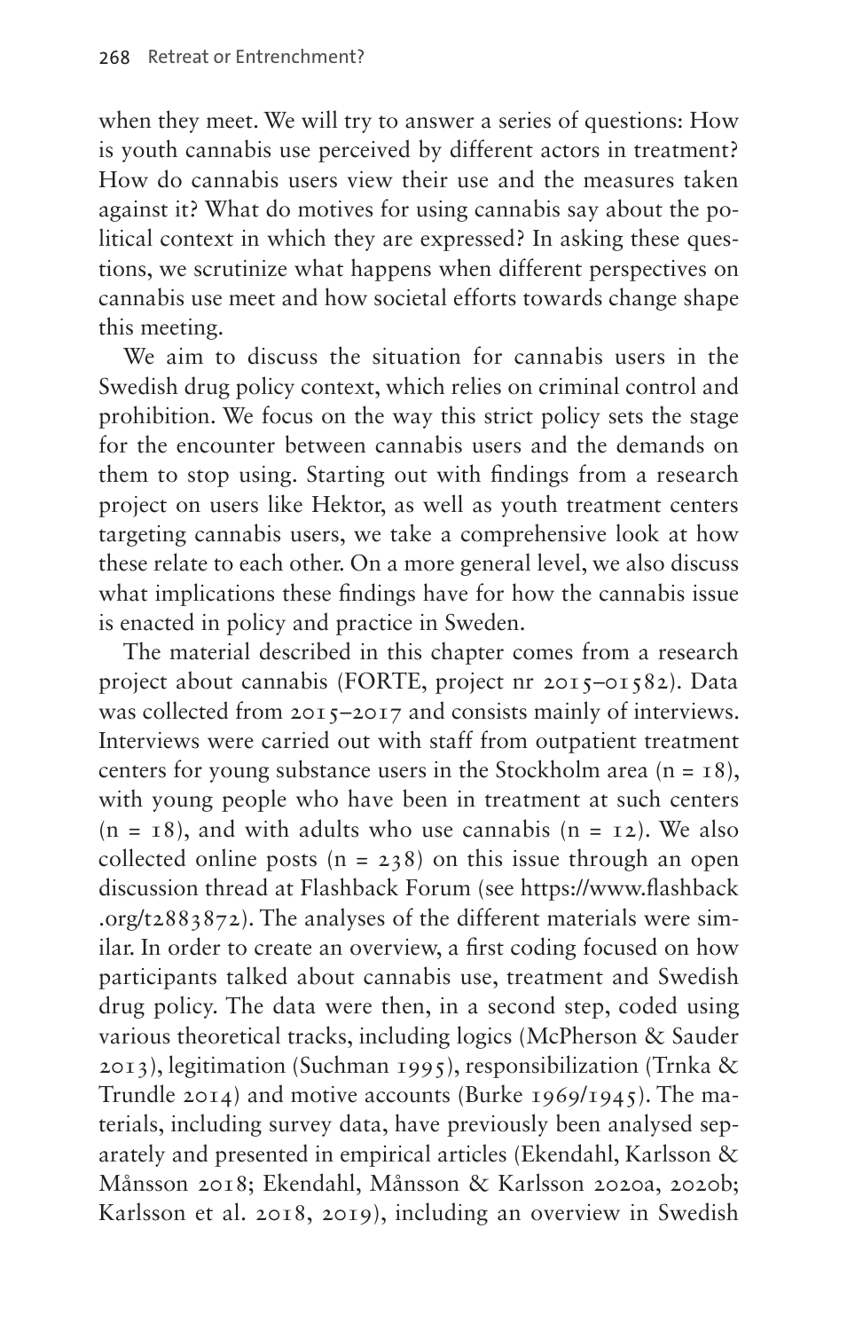when they meet. We will try to answer a series of questions: How is youth cannabis use perceived by different actors in treatment? How do cannabis users view their use and the measures taken against it? What do motives for using cannabis say about the political context in which they are expressed? In asking these questions, we scrutinize what happens when different perspectives on cannabis use meet and how societal efforts towards change shape this meeting.

We aim to discuss the situation for cannabis users in the Swedish drug policy context, which relies on criminal control and prohibition. We focus on the way this strict policy sets the stage for the encounter between cannabis users and the demands on them to stop using. Starting out with findings from a research project on users like Hektor, as well as youth treatment centers targeting cannabis users, we take a comprehensive look at how these relate to each other. On a more general level, we also discuss what implications these findings have for how the cannabis issue is enacted in policy and practice in Sweden.

The material described in this chapter comes from a research project about cannabis (FORTE, project nr 2015–01582). Data was collected from 2015–2017 and consists mainly of interviews. Interviews were carried out with staff from outpatient treatment centers for young substance users in the Stockholm area (n = 18), with young people who have been in treatment at such centers (n = 18), and with adults who use cannabis (n = 12). We also collected online posts (n = 238) on this issue through an open discussion thread at Flashback Forum (see https://www.flashback.org/t2883872). The analyses of the different materials were similar. In order to create an overview, a first coding focused on how participants talked about cannabis use, treatment and Swedish drug policy. The data were then, in a second step, coded using various theoretical tracks, including logics (McPherson & Sauder 2013), legitimation (Suchman 1995), responsibilization (Trnka & Trundle 2014) and motive accounts (Burke 1969/1945). The materials, including survey data, have previously been analysed separately and presented in empirical articles (Ekendahl, Karlsson & Månsson 2018; Ekendahl, Månsson & Karlsson 2020a, 2020b; Karlsson et al. 2018, 2019), including an overview in Swedish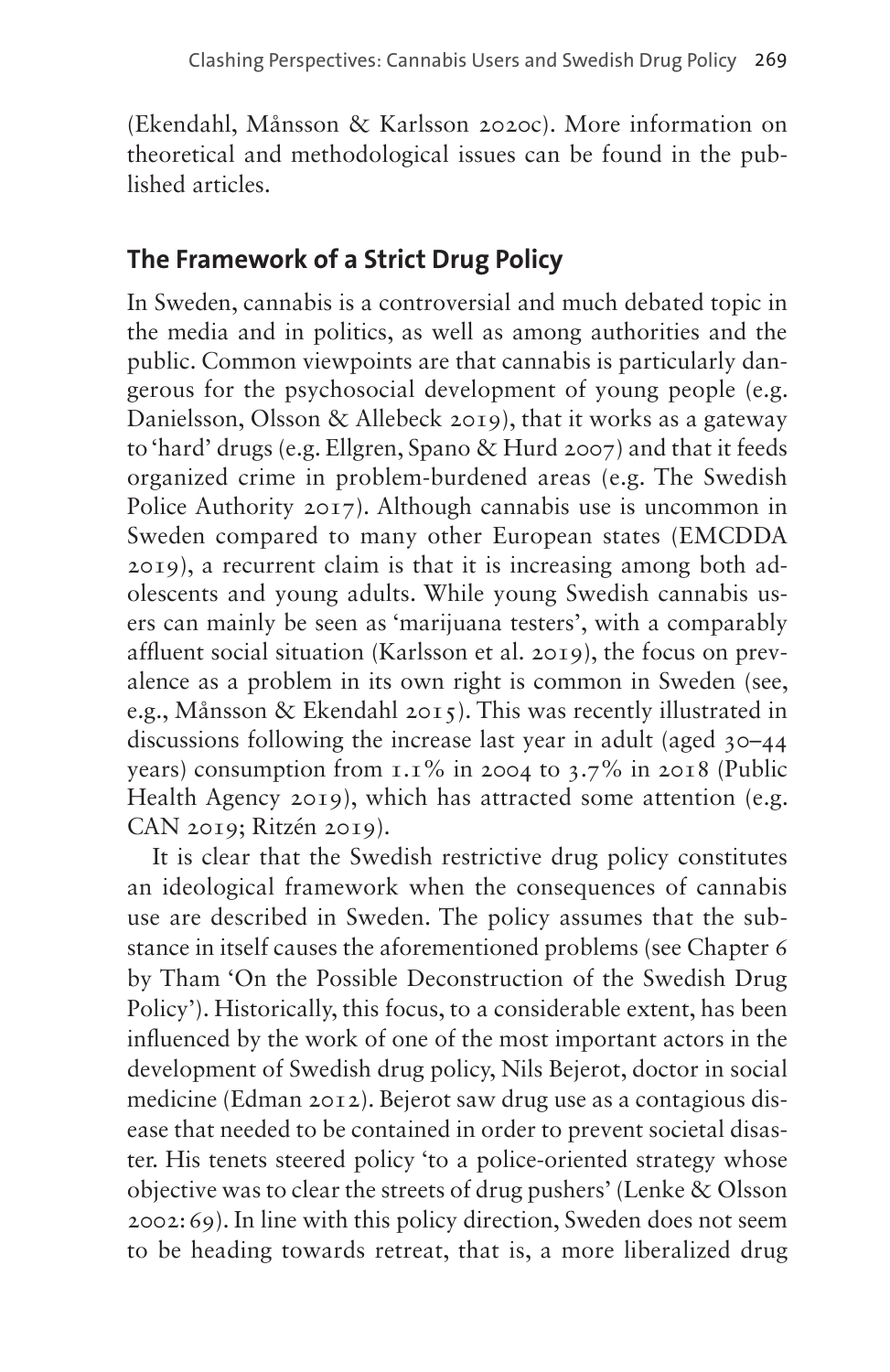(Ekendahl, Månsson & Karlsson 2020c). More information on theoretical and methodological issues can be found in the published articles.

## The Framework of a Strict Drug Policy

In Sweden, cannabis is a controversial and much debated topic in the media and in politics, as well as among authorities and the public. Common viewpoints are that cannabis is particularly dangerous for the psychosocial development of young people (e.g. Danielsson, Olsson & Allebeck 2019), that it works as a gateway to 'hard' drugs (e.g. Ellgren, Spano & Hurd 2007) and that it feeds organized crime in problem-burdened areas (e.g. The Swedish Police Authority 2017). Although cannabis use is uncommon in Sweden compared to many other European states (EMCDDA 2019), a recurrent claim is that it is increasing among both adolescents and young adults. While young Swedish cannabis users can mainly be seen as 'marijuana testers', with a comparably affluent social situation (Karlsson et al. 2019), the focus on prevalence as a problem in its own right is common in Sweden (see, e.g., Månsson & Ekendahl 2015). This was recently illustrated in discussions following the increase last year in adult (aged 30–44 years) consumption from 1.1% in 2004 to 3.7% in 2018 (Public Health Agency 2019), which has attracted some attention (e.g. CAN 2019; Ritzén 2019).

It is clear that the Swedish restrictive drug policy constitutes an ideological framework when the consequences of cannabis use are described in Sweden. The policy assumes that the substance in itself causes the aforementioned problems (see Chapter 6 by Tham 'On the Possible Deconstruction of the Swedish Drug Policy'). Historically, this focus, to a considerable extent, has been influenced by the work of one of the most important actors in the development of Swedish drug policy, Nils Bejerot, doctor in social medicine (Edman 2012). Bejerot saw drug use as a contagious disease that needed to be contained in order to prevent societal disaster. His tenets steered policy 'to a police-oriented strategy whose objective was to clear the streets of drug pushers' (Lenke & Olsson 2002: 69). In line with this policy direction, Sweden does not seem to be heading towards retreat, that is, a more liberalized drug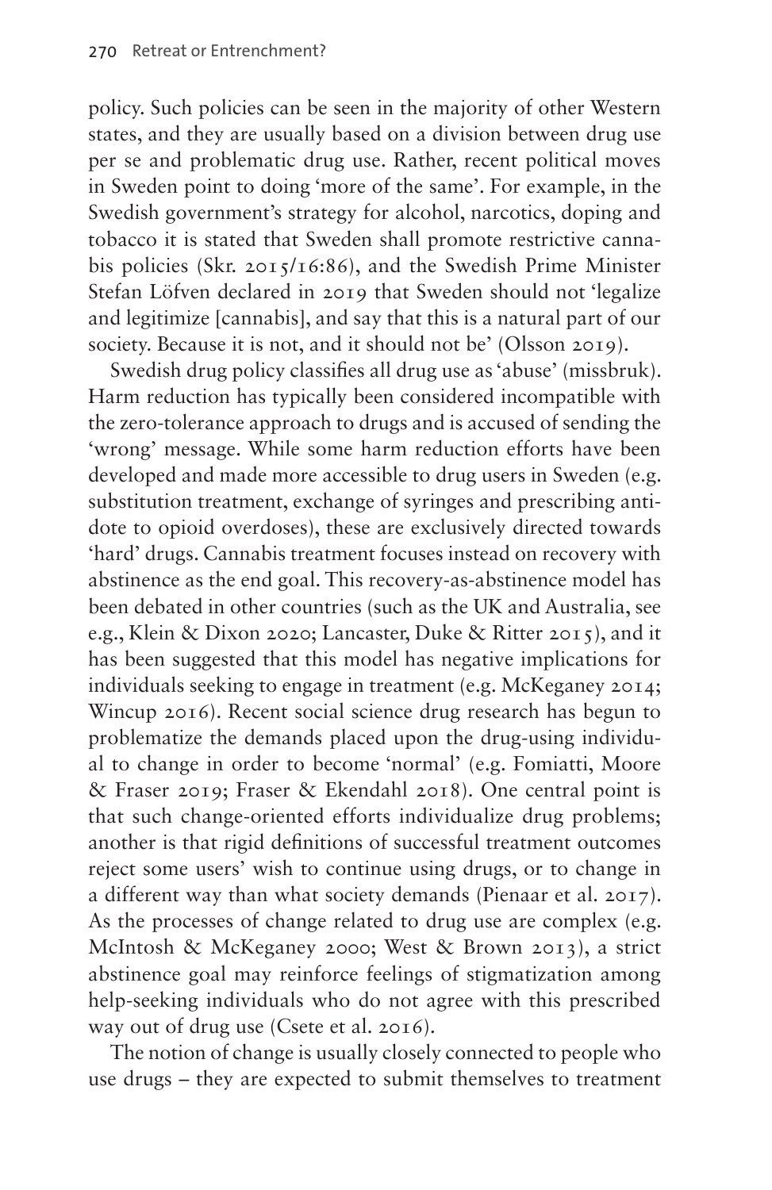policy. Such policies can be seen in the majority of other Western states, and they are usually based on a division between drug use per se and problematic drug use. Rather, recent political moves in Sweden point to doing 'more of the same'. For example, in the Swedish government's strategy for alcohol, narcotics, doping and tobacco it is stated that Sweden shall promote restrictive cannabis policies (Skr. 2015/16:86), and the Swedish Prime Minister Stefan Löfven declared in 2019 that Sweden should not 'legalize and legitimize [cannabis], and say that this is a natural part of our society. Because it is not, and it should not be' (Olsson 2019).

Swedish drug policy classifies all drug use as 'abuse' (missbruk). Harm reduction has typically been considered incompatible with the zero-tolerance approach to drugs and is accused of sending the 'wrong' message. While some harm reduction efforts have been developed and made more accessible to drug users in Sweden (e.g. substitution treatment, exchange of syringes and prescribing antidote to opioid overdoses), these are exclusively directed towards 'hard' drugs. Cannabis treatment focuses instead on recovery with abstinence as the end goal. This recovery-as-abstinence model has been debated in other countries (such as the UK and Australia, see e.g., Klein & Dixon 2020; Lancaster, Duke & Ritter 2015), and it has been suggested that this model has negative implications for individuals seeking to engage in treatment (e.g. McKeganey 2014; Wincup 2016). Recent social science drug research has begun to problematize the demands placed upon the drug-using individual to change in order to become 'normal' (e.g. Fomiatti, Moore & Fraser 2019; Fraser & Ekendahl 2018). One central point is that such change-oriented efforts individualize drug problems; another is that rigid definitions of successful treatment outcomes reject some users' wish to continue using drugs, or to change in a different way than what society demands (Pienaar et al. 2017). As the processes of change related to drug use are complex (e.g. McIntosh & McKeganey 2000; West & Brown 2013), a strict abstinence goal may reinforce feelings of stigmatization among help-seeking individuals who do not agree with this prescribed way out of drug use (Csete et al. 2016).

The notion of change is usually closely connected to people who use drugs – they are expected to submit themselves to treatment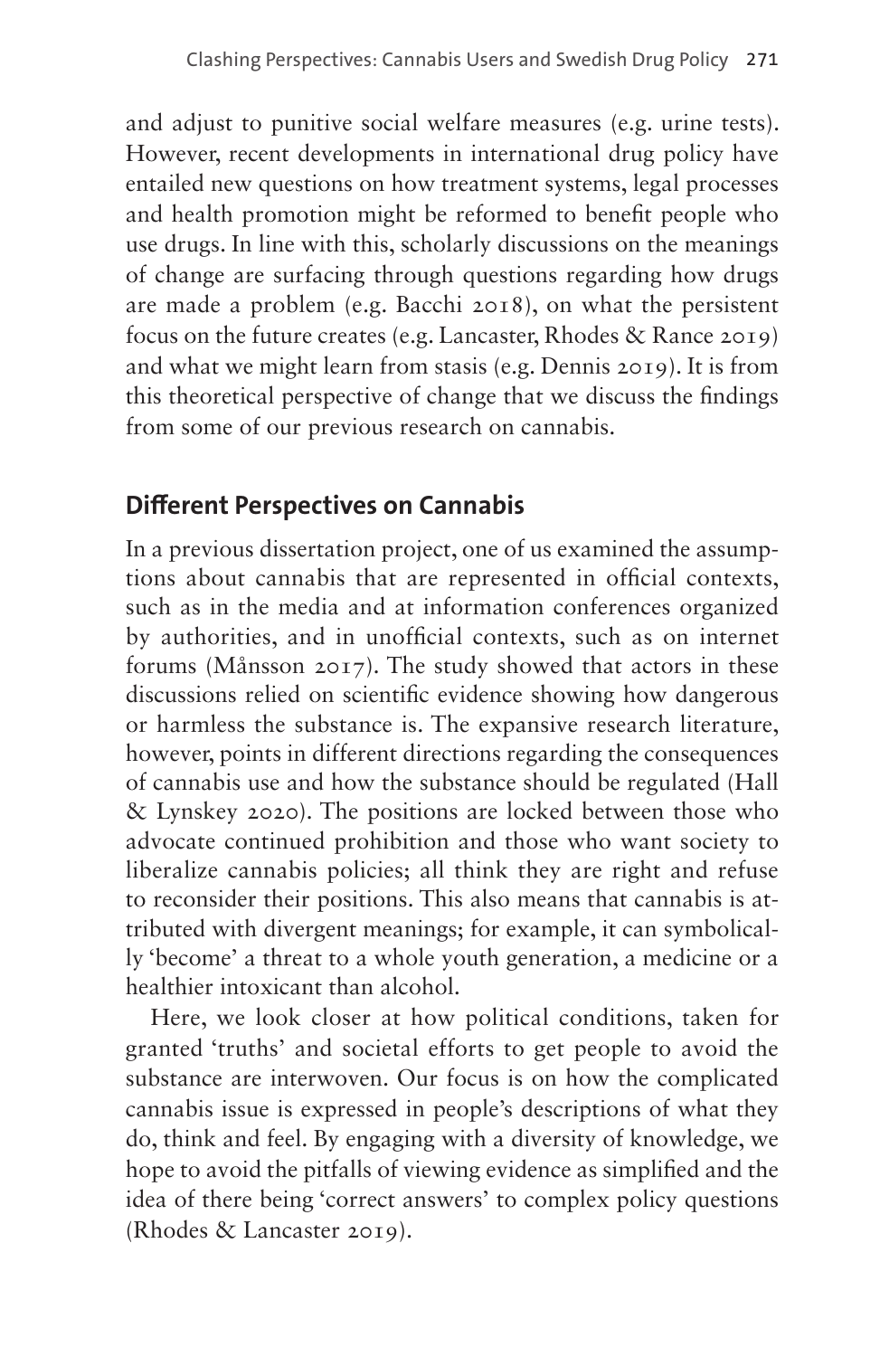and adjust to punitive social welfare measures (e.g. urine tests). However, recent developments in international drug policy have entailed new questions on how treatment systems, legal processes and health promotion might be reformed to benefit people who use drugs. In line with this, scholarly discussions on the meanings of change are surfacing through questions regarding how drugs are made a problem (e.g. Bacchi 2018), on what the persistent focus on the future creates (e.g. Lancaster, Rhodes & Rance 2019) and what we might learn from stasis (e.g. Dennis 2019). It is from this theoretical perspective of change that we discuss the findings from some of our previous research on cannabis.

## Different Perspectives on Cannabis

In a previous dissertation project, one of us examined the assumptions about cannabis that are represented in official contexts, such as in the media and at information conferences organized by authorities, and in unofficial contexts, such as on internet forums (Månsson 2017). The study showed that actors in these discussions relied on scientific evidence showing how dangerous or harmless the substance is. The expansive research literature, however, points in different directions regarding the consequences of cannabis use and how the substance should be regulated (Hall & Lynskey 2020). The positions are locked between those who advocate continued prohibition and those who want society to liberalize cannabis policies; all think they are right and refuse to reconsider their positions. This also means that cannabis is attributed with divergent meanings; for example, it can symbolically 'become' a threat to a whole youth generation, a medicine or a healthier intoxicant than alcohol.

Here, we look closer at how political conditions, taken for granted 'truths' and societal efforts to get people to avoid the substance are interwoven. Our focus is on how the complicated cannabis issue is expressed in people's descriptions of what they do, think and feel. By engaging with a diversity of knowledge, we hope to avoid the pitfalls of viewing evidence as simplified and the idea of there being 'correct answers' to complex policy questions (Rhodes & Lancaster 2019).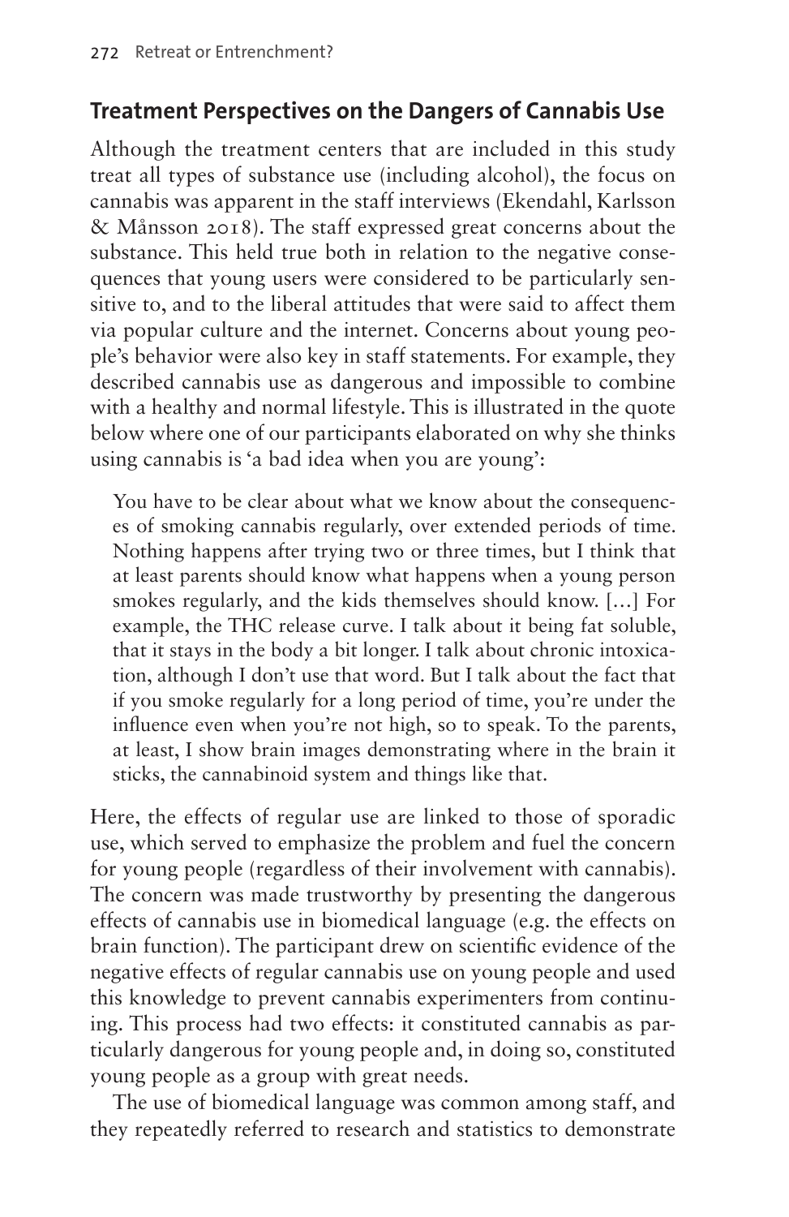## Treatment Perspectives on the Dangers of Cannabis Use

Although the treatment centers that are included in this study treat all types of substance use (including alcohol), the focus on cannabis was apparent in the staff interviews (Ekendahl, Karlsson & Månsson 2018). The staff expressed great concerns about the substance. This held true both in relation to the negative consequences that young users were considered to be particularly sensitive to, and to the liberal attitudes that were said to affect them via popular culture and the internet. Concerns about young people's behavior were also key in staff statements. For example, they described cannabis use as dangerous and impossible to combine with a healthy and normal lifestyle. This is illustrated in the quote below where one of our participants elaborated on why she thinks using cannabis is 'a bad idea when you are young':

> You have to be clear about what we know about the consequences of smoking cannabis regularly, over extended periods of time. Nothing happens after trying two or three times, but I think that at least parents should know what happens when a young person smokes regularly, and the kids themselves should know. […] For example, the THC release curve. I talk about it being fat soluble, that it stays in the body a bit longer. I talk about chronic intoxication, although I don't use that word. But I talk about the fact that if you smoke regularly for a long period of time, you're under the influence even when you're not high, so to speak. To the parents, at least, I show brain images demonstrating where in the brain it sticks, the cannabinoid system and things like that.

Here, the effects of regular use are linked to those of sporadic use, which served to emphasize the problem and fuel the concern for young people (regardless of their involvement with cannabis). The concern was made trustworthy by presenting the dangerous effects of cannabis use in biomedical language (e.g. the effects on brain function). The participant drew on scientific evidence of the negative effects of regular cannabis use on young people and used this knowledge to prevent cannabis experimenters from continuing. This process had two effects: it constituted cannabis as particularly dangerous for young people and, in doing so, constituted young people as a group with great needs.

The use of biomedical language was common among staff, and they repeatedly referred to research and statistics to demonstrate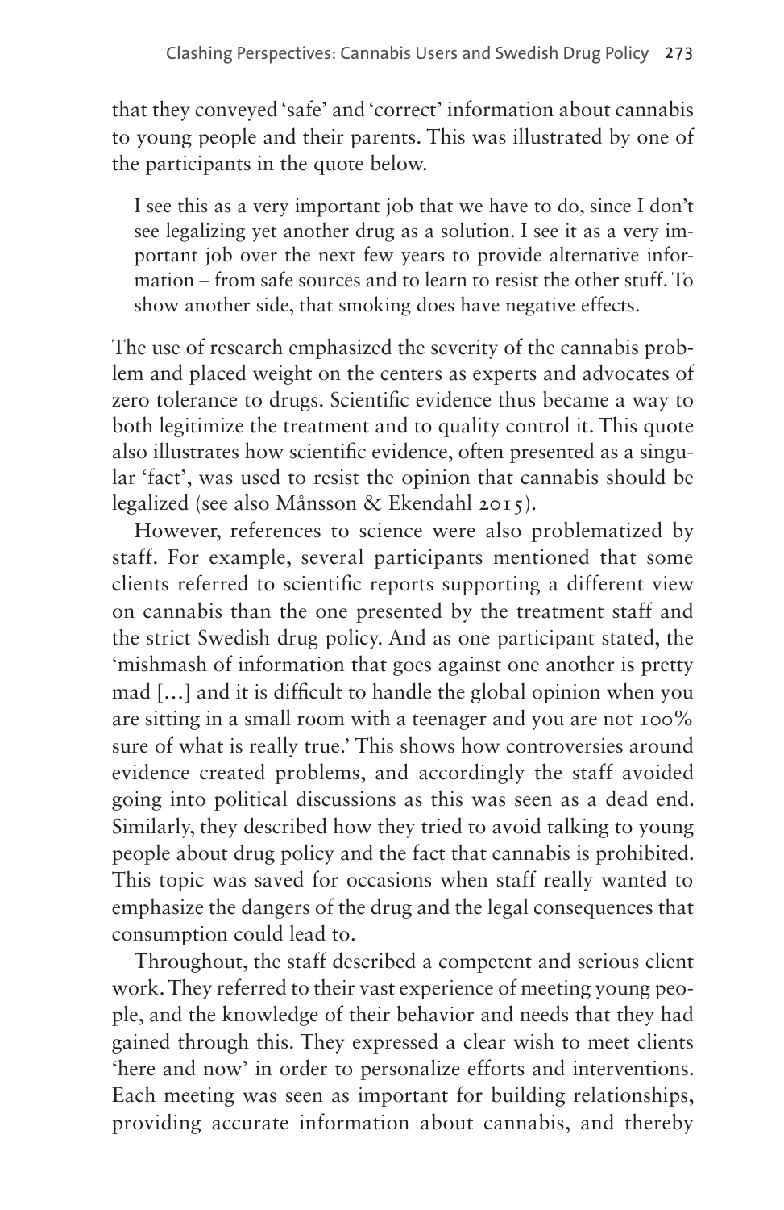that they conveyed 'safe' and 'correct' information about cannabis to young people and their parents. This was illustrated by one of the participants in the quote below.

> I see this as a very important job that we have to do, since I don't see legalizing yet another drug as a solution. I see it as a very important job over the next few years to provide alternative information – from safe sources and to learn to resist the other stuff. To show another side, that smoking does have negative effects.

The use of research emphasized the severity of the cannabis problem and placed weight on the centers as experts and advocates of zero tolerance to drugs. Scientific evidence thus became a way to both legitimize the treatment and to quality control it. This quote also illustrates how scientific evidence, often presented as a singular 'fact', was used to resist the opinion that cannabis should be legalized (see also Månsson & Ekendahl 2015).

However, references to science were also problematized by staff. For example, several participants mentioned that some clients referred to scientific reports supporting a different view on cannabis than the one presented by the treatment staff and the strict Swedish drug policy. And as one participant stated, the 'mishmash of information that goes against one another is pretty mad […] and it is difficult to handle the global opinion when you are sitting in a small room with a teenager and you are not 100% sure of what is really true.' This shows how controversies around evidence created problems, and accordingly the staff avoided going into political discussions as this was seen as a dead end. Similarly, they described how they tried to avoid talking to young people about drug policy and the fact that cannabis is prohibited. This topic was saved for occasions when staff really wanted to emphasize the dangers of the drug and the legal consequences that consumption could lead to.

Throughout, the staff described a competent and serious client work. They referred to their vast experience of meeting young people, and the knowledge of their behavior and needs that they had gained through this. They expressed a clear wish to meet clients 'here and now' in order to personalize efforts and interventions. Each meeting was seen as important for building relationships, providing accurate information about cannabis, and thereby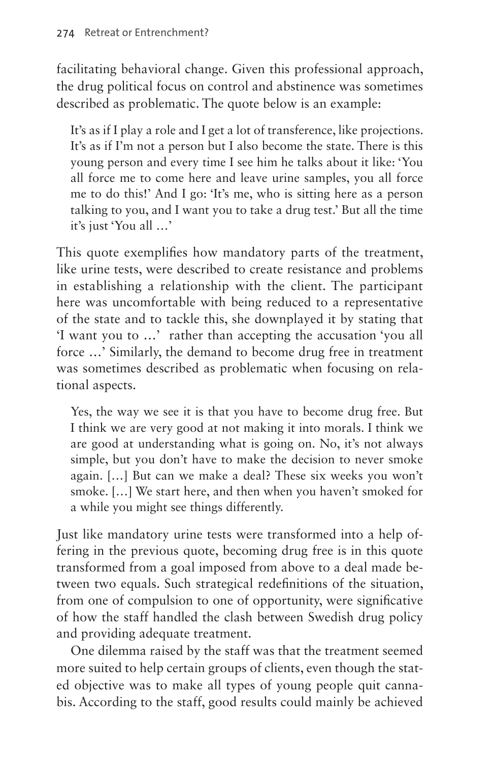facilitating behavioral change. Given this professional approach, the drug political focus on control and abstinence was sometimes described as problematic. The quote below is an example:

> It's as if I play a role and I get a lot of transference, like projections. It's as if I'm not a person but I also become the state. There is this young person and every time I see him he talks about it like: 'You all force me to come here and leave urine samples, you all force me to do this!' And I go: 'It's me, who is sitting here as a person talking to you, and I want you to take a drug test.' But all the time it's just 'You all …'

This quote exemplifies how mandatory parts of the treatment, like urine tests, were described to create resistance and problems in establishing a relationship with the client. The participant here was uncomfortable with being reduced to a representative of the state and to tackle this, she downplayed it by stating that 'I want you to …' rather than accepting the accusation 'you all force …' Similarly, the demand to become drug free in treatment was sometimes described as problematic when focusing on relational aspects.

> Yes, the way we see it is that you have to become drug free. But I think we are very good at not making it into morals. I think we are good at understanding what is going on. No, it's not always simple, but you don't have to make the decision to never smoke again. […] But can we make a deal? These six weeks you won't smoke. […] We start here, and then when you haven't smoked for a while you might see things differently.

Just like mandatory urine tests were transformed into a help offering in the previous quote, becoming drug free is in this quote transformed from a goal imposed from above to a deal made between two equals. Such strategical redefinitions of the situation, from one of compulsion to one of opportunity, were significative of how the staff handled the clash between Swedish drug policy and providing adequate treatment.

One dilemma raised by the staff was that the treatment seemed more suited to help certain groups of clients, even though the stated objective was to make all types of young people quit cannabis. According to the staff, good results could mainly be achieved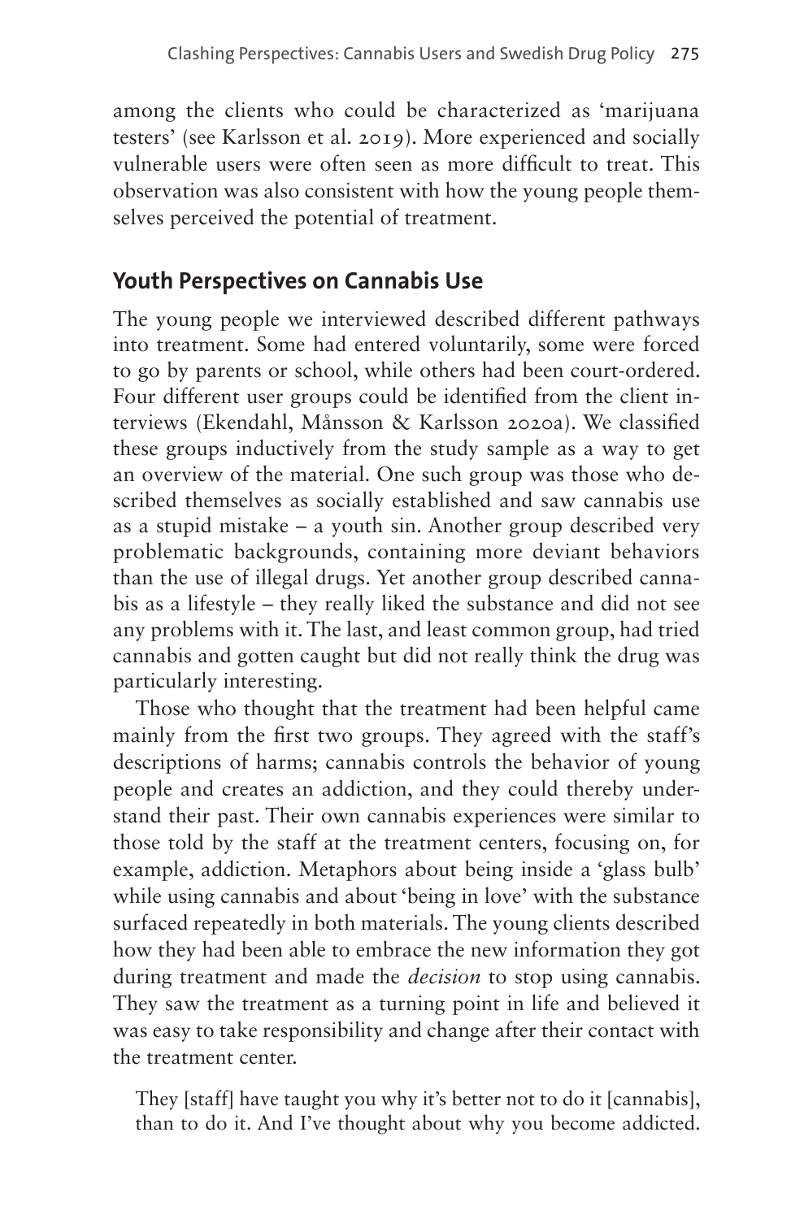among the clients who could be characterized as 'marijuana testers' (see Karlsson et al. 2019). More experienced and socially vulnerable users were often seen as more difficult to treat. This observation was also consistent with how the young people themselves perceived the potential of treatment.

## Youth Perspectives on Cannabis Use

The young people we interviewed described different pathways into treatment. Some had entered voluntarily, some were forced to go by parents or school, while others had been court-ordered. Four different user groups could be identified from the client interviews (Ekendahl, Månsson & Karlsson 2020a). We classified these groups inductively from the study sample as a way to get an overview of the material. One such group was those who described themselves as socially established and saw cannabis use as a stupid mistake – a youth sin. Another group described very problematic backgrounds, containing more deviant behaviors than the use of illegal drugs. Yet another group described cannabis as a lifestyle – they really liked the substance and did not see any problems with it. The last, and least common group, had tried cannabis and gotten caught but did not really think the drug was particularly interesting.

Those who thought that the treatment had been helpful came mainly from the first two groups. They agreed with the staff's descriptions of harms; cannabis controls the behavior of young people and creates an addiction, and they could thereby understand their past. Their own cannabis experiences were similar to those told by the staff at the treatment centers, focusing on, for example, addiction. Metaphors about being inside a 'glass bulb' while using cannabis and about 'being in love' with the substance surfaced repeatedly in both materials. The young clients described how they had been able to embrace the new information they got during treatment and made the *decision* to stop using cannabis. They saw the treatment as a turning point in life and believed it was easy to take responsibility and change after their contact with the treatment center.

> They [staff] have taught you why it's better not to do it [cannabis], than to do it. And I've thought about why you become addicted.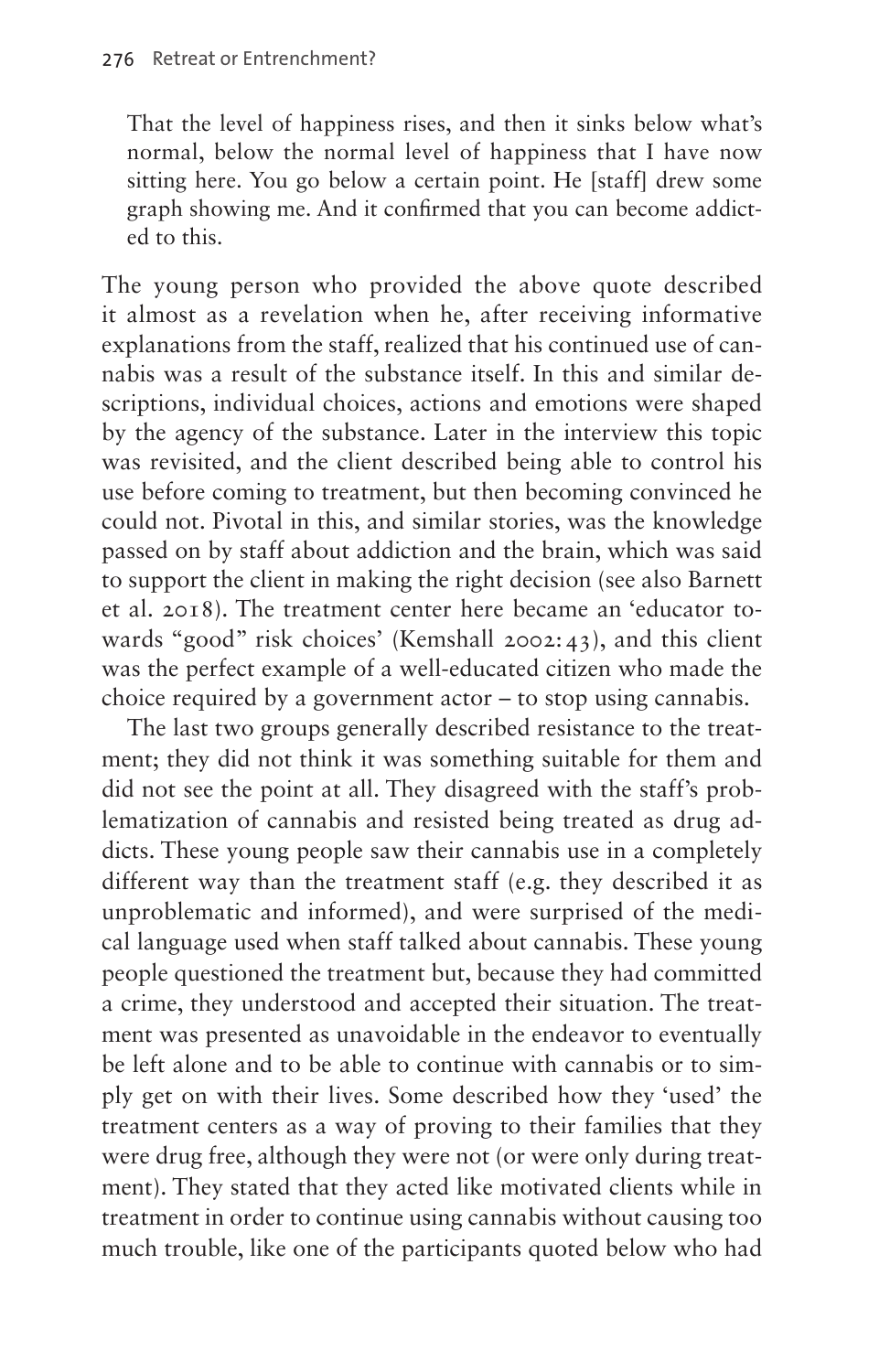> That the level of happiness rises, and then it sinks below what's normal, below the normal level of happiness that I have now sitting here. You go below a certain point. He [staff] drew some graph showing me. And it confirmed that you can become addicted to this.

The young person who provided the above quote described it almost as a revelation when he, after receiving informative explanations from the staff, realized that his continued use of cannabis was a result of the substance itself. In this and similar descriptions, individual choices, actions and emotions were shaped by the agency of the substance. Later in the interview this topic was revisited, and the client described being able to control his use before coming to treatment, but then becoming convinced he could not. Pivotal in this, and similar stories, was the knowledge passed on by staff about addiction and the brain, which was said to support the client in making the right decision (see also Barnett et al. 2018). The treatment center here became an 'educator towards "good" risk choices' (Kemshall 2002: 43), and this client was the perfect example of a well-educated citizen who made the choice required by a government actor – to stop using cannabis.

The last two groups generally described resistance to the treatment; they did not think it was something suitable for them and did not see the point at all. They disagreed with the staff's problematization of cannabis and resisted being treated as drug addicts. These young people saw their cannabis use in a completely different way than the treatment staff (e.g. they described it as unproblematic and informed), and were surprised of the medical language used when staff talked about cannabis. These young people questioned the treatment but, because they had committed a crime, they understood and accepted their situation. The treatment was presented as unavoidable in the endeavor to eventually be left alone and to be able to continue with cannabis or to simply get on with their lives. Some described how they 'used' the treatment centers as a way of proving to their families that they were drug free, although they were not (or were only during treatment). They stated that they acted like motivated clients while in treatment in order to continue using cannabis without causing too much trouble, like one of the participants quoted below who had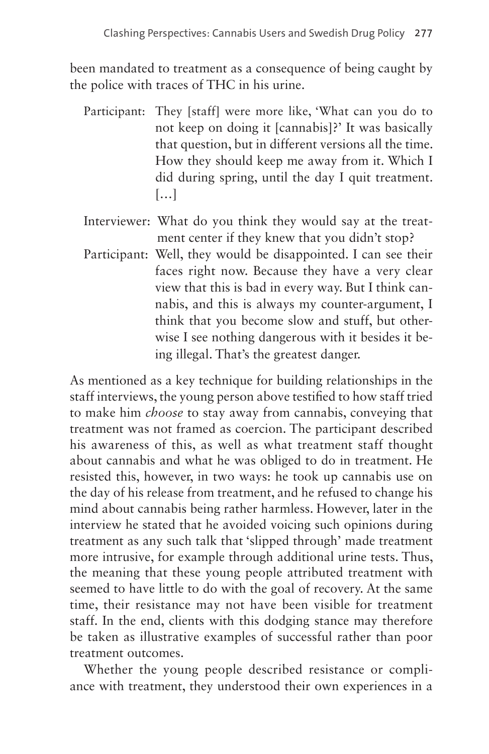been mandated to treatment as a consequence of being caught by the police with traces of THC in his urine.

> Participant: They [staff] were more like, 'What can you do to not keep on doing it [cannabis]?' It was basically that question, but in different versions all the time. How they should keep me away from it. Which I did during spring, until the day I quit treatment. […]
>
> Interviewer: What do you think they would say at the treatment center if they knew that you didn't stop?
>
> Participant: Well, they would be disappointed. I can see their faces right now. Because they have a very clear view that this is bad in every way. But I think cannabis, and this is always my counter-argument, I think that you become slow and stuff, but otherwise I see nothing dangerous with it besides it being illegal. That's the greatest danger.

As mentioned as a key technique for building relationships in the staff interviews, the young person above testified to how staff tried to make him *choose* to stay away from cannabis, conveying that treatment was not framed as coercion. The participant described his awareness of this, as well as what treatment staff thought about cannabis and what he was obliged to do in treatment. He resisted this, however, in two ways: he took up cannabis use on the day of his release from treatment, and he refused to change his mind about cannabis being rather harmless. However, later in the interview he stated that he avoided voicing such opinions during treatment as any such talk that 'slipped through' made treatment more intrusive, for example through additional urine tests. Thus, the meaning that these young people attributed treatment with seemed to have little to do with the goal of recovery. At the same time, their resistance may not have been visible for treatment staff. In the end, clients with this dodging stance may therefore be taken as illustrative examples of successful rather than poor treatment outcomes.

Whether the young people described resistance or compliance with treatment, they understood their own experiences in a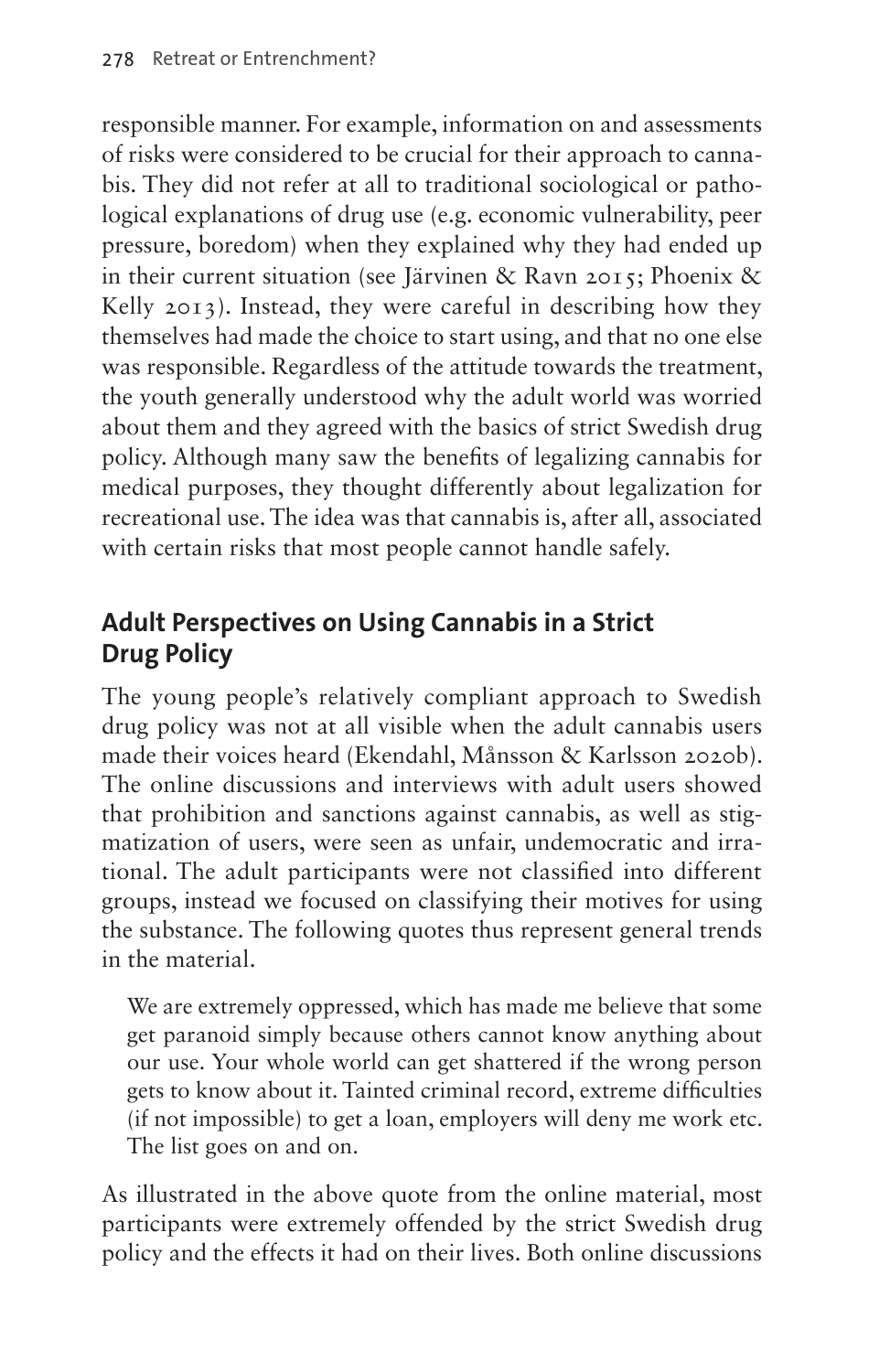responsible manner. For example, information on and assessments of risks were considered to be crucial for their approach to cannabis. They did not refer at all to traditional sociological or pathological explanations of drug use (e.g. economic vulnerability, peer pressure, boredom) when they explained why they had ended up in their current situation (see Järvinen & Ravn 2015; Phoenix & Kelly 2013). Instead, they were careful in describing how they themselves had made the choice to start using, and that no one else was responsible. Regardless of the attitude towards the treatment, the youth generally understood why the adult world was worried about them and they agreed with the basics of strict Swedish drug policy. Although many saw the benefits of legalizing cannabis for medical purposes, they thought differently about legalization for recreational use. The idea was that cannabis is, after all, associated with certain risks that most people cannot handle safely.

## Adult Perspectives on Using Cannabis in a Strict Drug Policy

The young people's relatively compliant approach to Swedish drug policy was not at all visible when the adult cannabis users made their voices heard (Ekendahl, Månsson & Karlsson 2020b). The online discussions and interviews with adult users showed that prohibition and sanctions against cannabis, as well as stigmatization of users, were seen as unfair, undemocratic and irrational. The adult participants were not classified into different groups, instead we focused on classifying their motives for using the substance. The following quotes thus represent general trends in the material.

> We are extremely oppressed, which has made me believe that some get paranoid simply because others cannot know anything about our use. Your whole world can get shattered if the wrong person gets to know about it. Tainted criminal record, extreme difficulties (if not impossible) to get a loan, employers will deny me work etc. The list goes on and on.

As illustrated in the above quote from the online material, most participants were extremely offended by the strict Swedish drug policy and the effects it had on their lives. Both online discussions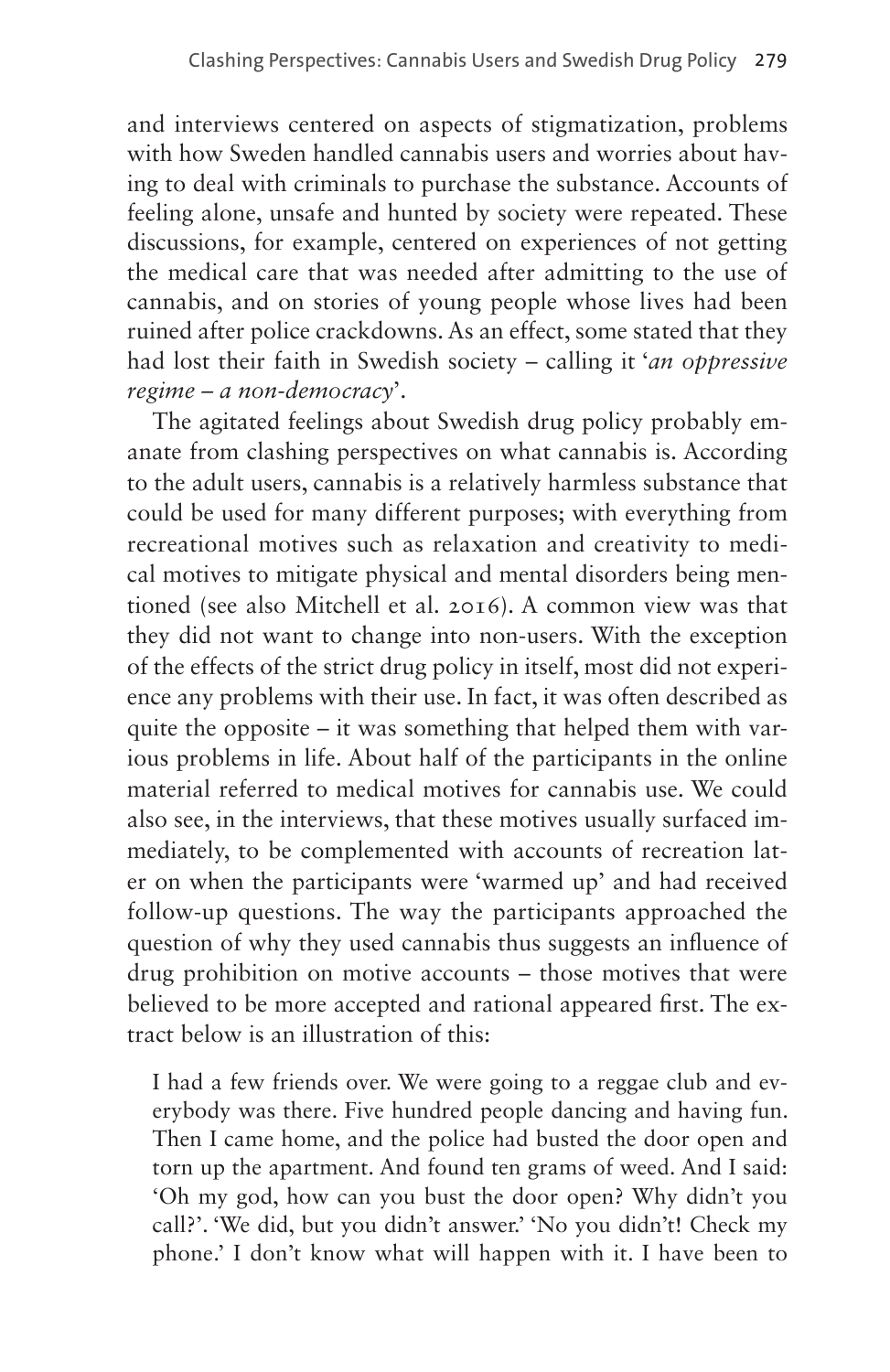and interviews centered on aspects of stigmatization, problems with how Sweden handled cannabis users and worries about having to deal with criminals to purchase the substance. Accounts of feeling alone, unsafe and hunted by society were repeated. These discussions, for example, centered on experiences of not getting the medical care that was needed after admitting to the use of cannabis, and on stories of young people whose lives had been ruined after police crackdowns. As an effect, some stated that they had lost their faith in Swedish society – calling it '*an oppressive regime – a non-democracy*'.

The agitated feelings about Swedish drug policy probably emanate from clashing perspectives on what cannabis is. According to the adult users, cannabis is a relatively harmless substance that could be used for many different purposes; with everything from recreational motives such as relaxation and creativity to medical motives to mitigate physical and mental disorders being mentioned (see also Mitchell et al. 2016). A common view was that they did not want to change into non-users. With the exception of the effects of the strict drug policy in itself, most did not experience any problems with their use. In fact, it was often described as quite the opposite – it was something that helped them with various problems in life. About half of the participants in the online material referred to medical motives for cannabis use. We could also see, in the interviews, that these motives usually surfaced immediately, to be complemented with accounts of recreation later on when the participants were 'warmed up' and had received follow-up questions. The way the participants approached the question of why they used cannabis thus suggests an influence of drug prohibition on motive accounts – those motives that were believed to be more accepted and rational appeared first. The extract below is an illustration of this:

> I had a few friends over. We were going to a reggae club and everybody was there. Five hundred people dancing and having fun. Then I came home, and the police had busted the door open and torn up the apartment. And found ten grams of weed. And I said: 'Oh my god, how can you bust the door open? Why didn't you call?'. 'We did, but you didn't answer.' 'No you didn't! Check my phone.' I don't know what will happen with it. I have been to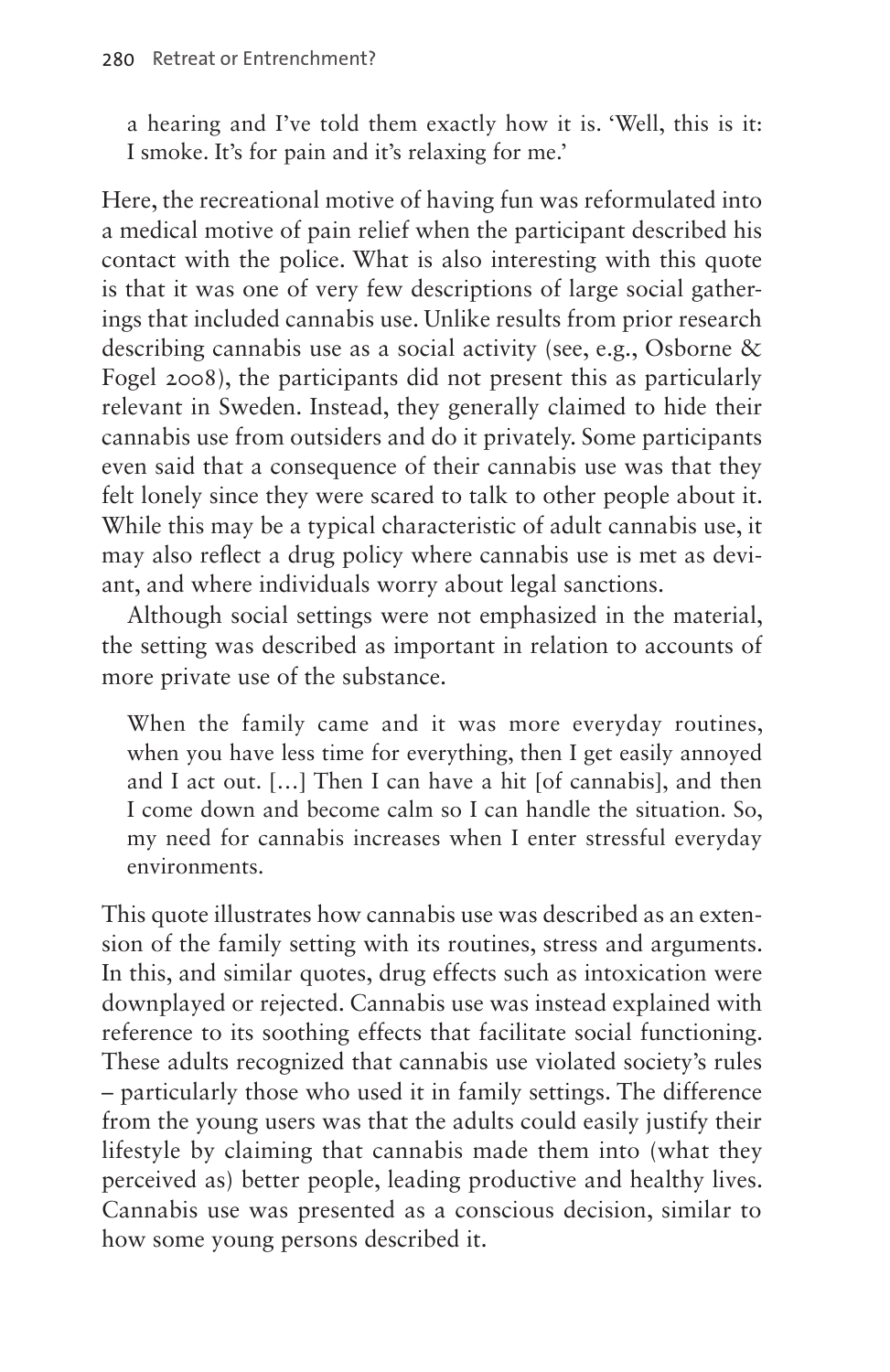a hearing and I've told them exactly how it is. 'Well, this is it: I smoke. It's for pain and it's relaxing for me.'

Here, the recreational motive of having fun was reformulated into a medical motive of pain relief when the participant described his contact with the police. What is also interesting with this quote is that it was one of very few descriptions of large social gatherings that included cannabis use. Unlike results from prior research describing cannabis use as a social activity (see, e.g., Osborne & Fogel 2008), the participants did not present this as particularly relevant in Sweden. Instead, they generally claimed to hide their cannabis use from outsiders and do it privately. Some participants even said that a consequence of their cannabis use was that they felt lonely since they were scared to talk to other people about it. While this may be a typical characteristic of adult cannabis use, it may also reflect a drug policy where cannabis use is met as deviant, and where individuals worry about legal sanctions.

Although social settings were not emphasized in the material, the setting was described as important in relation to accounts of more private use of the substance.

> When the family came and it was more everyday routines, when you have less time for everything, then I get easily annoyed and I act out. […] Then I can have a hit [of cannabis], and then I come down and become calm so I can handle the situation. So, my need for cannabis increases when I enter stressful everyday environments.

This quote illustrates how cannabis use was described as an extension of the family setting with its routines, stress and arguments. In this, and similar quotes, drug effects such as intoxication were downplayed or rejected. Cannabis use was instead explained with reference to its soothing effects that facilitate social functioning. These adults recognized that cannabis use violated society's rules – particularly those who used it in family settings. The difference from the young users was that the adults could easily justify their lifestyle by claiming that cannabis made them into (what they perceived as) better people, leading productive and healthy lives. Cannabis use was presented as a conscious decision, similar to how some young persons described it.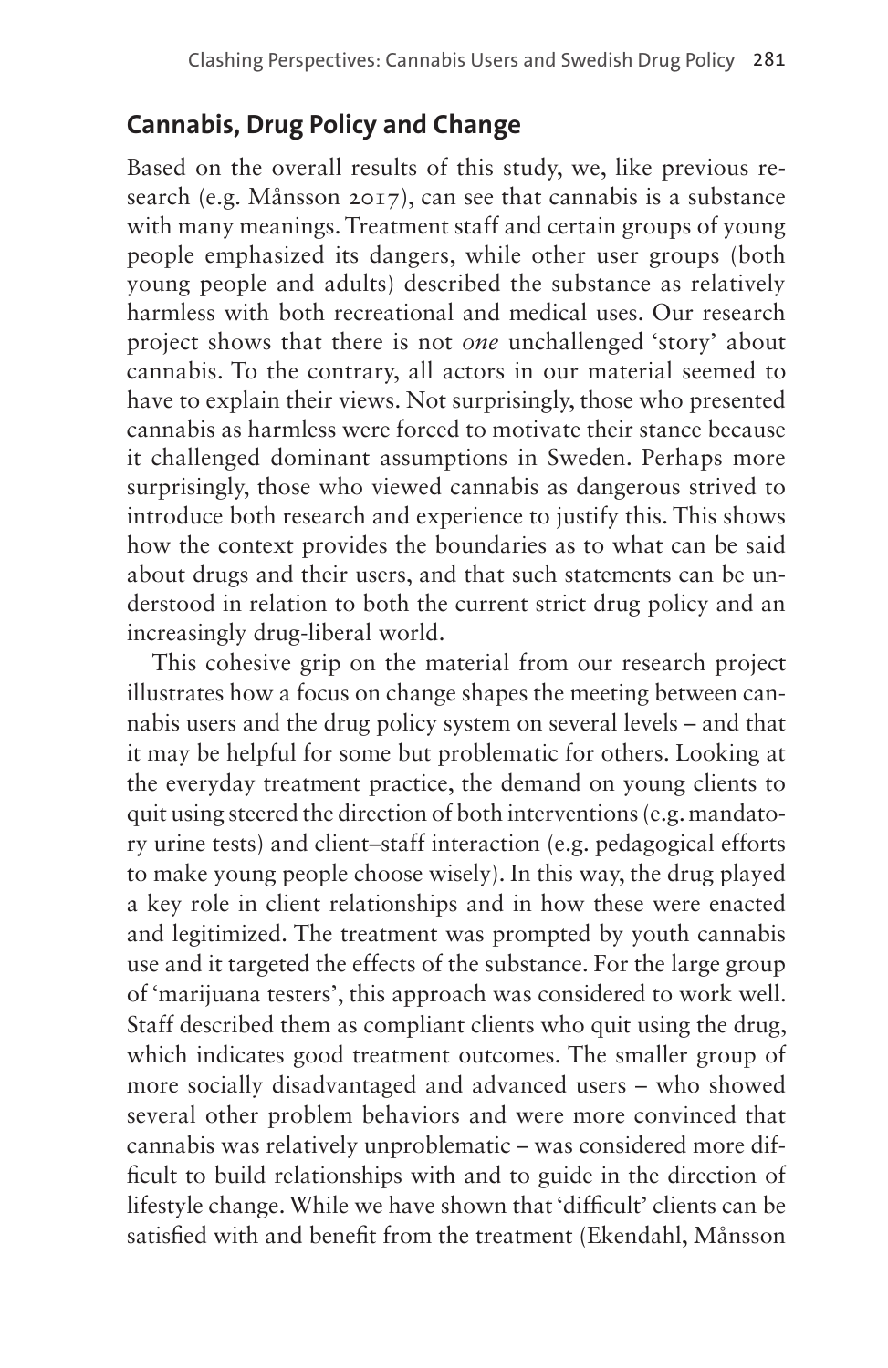## Cannabis, Drug Policy and Change

Based on the overall results of this study, we, like previous research (e.g. Månsson 2017), can see that cannabis is a substance with many meanings. Treatment staff and certain groups of young people emphasized its dangers, while other user groups (both young people and adults) described the substance as relatively harmless with both recreational and medical uses. Our research project shows that there is not *one* unchallenged 'story' about cannabis. To the contrary, all actors in our material seemed to have to explain their views. Not surprisingly, those who presented cannabis as harmless were forced to motivate their stance because it challenged dominant assumptions in Sweden. Perhaps more surprisingly, those who viewed cannabis as dangerous strived to introduce both research and experience to justify this. This shows how the context provides the boundaries as to what can be said about drugs and their users, and that such statements can be understood in relation to both the current strict drug policy and an increasingly drug-liberal world.

This cohesive grip on the material from our research project illustrates how a focus on change shapes the meeting between cannabis users and the drug policy system on several levels – and that it may be helpful for some but problematic for others. Looking at the everyday treatment practice, the demand on young clients to quit using steered the direction of both interventions (e.g. mandatory urine tests) and client–staff interaction (e.g. pedagogical efforts to make young people choose wisely). In this way, the drug played a key role in client relationships and in how these were enacted and legitimized. The treatment was prompted by youth cannabis use and it targeted the effects of the substance. For the large group of 'marijuana testers', this approach was considered to work well. Staff described them as compliant clients who quit using the drug, which indicates good treatment outcomes. The smaller group of more socially disadvantaged and advanced users – who showed several other problem behaviors and were more convinced that cannabis was relatively unproblematic – was considered more difficult to build relationships with and to guide in the direction of lifestyle change. While we have shown that 'difficult' clients can be satisfied with and benefit from the treatment (Ekendahl, Månsson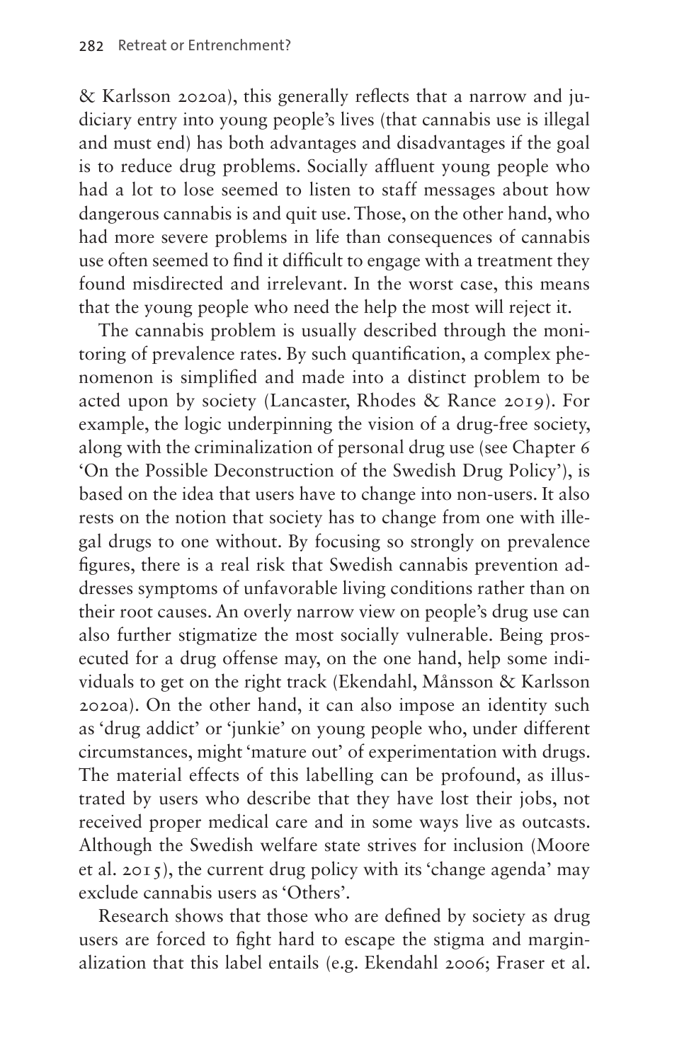& Karlsson 2020a), this generally reflects that a narrow and judiciary entry into young people's lives (that cannabis use is illegal and must end) has both advantages and disadvantages if the goal is to reduce drug problems. Socially affluent young people who had a lot to lose seemed to listen to staff messages about how dangerous cannabis is and quit use. Those, on the other hand, who had more severe problems in life than consequences of cannabis use often seemed to find it difficult to engage with a treatment they found misdirected and irrelevant. In the worst case, this means that the young people who need the help the most will reject it.

The cannabis problem is usually described through the monitoring of prevalence rates. By such quantification, a complex phenomenon is simplified and made into a distinct problem to be acted upon by society (Lancaster, Rhodes & Rance 2019). For example, the logic underpinning the vision of a drug-free society, along with the criminalization of personal drug use (see Chapter 6 'On the Possible Deconstruction of the Swedish Drug Policy'), is based on the idea that users have to change into non-users. It also rests on the notion that society has to change from one with illegal drugs to one without. By focusing so strongly on prevalence figures, there is a real risk that Swedish cannabis prevention addresses symptoms of unfavorable living conditions rather than on their root causes. An overly narrow view on people's drug use can also further stigmatize the most socially vulnerable. Being prosecuted for a drug offense may, on the one hand, help some individuals to get on the right track (Ekendahl, Månsson & Karlsson 2020a). On the other hand, it can also impose an identity such as 'drug addict' or 'junkie' on young people who, under different circumstances, might 'mature out' of experimentation with drugs. The material effects of this labelling can be profound, as illustrated by users who describe that they have lost their jobs, not received proper medical care and in some ways live as outcasts. Although the Swedish welfare state strives for inclusion (Moore et al. 2015), the current drug policy with its 'change agenda' may exclude cannabis users as 'Others'.

Research shows that those who are defined by society as drug users are forced to fight hard to escape the stigma and marginalization that this label entails (e.g. Ekendahl 2006; Fraser et al.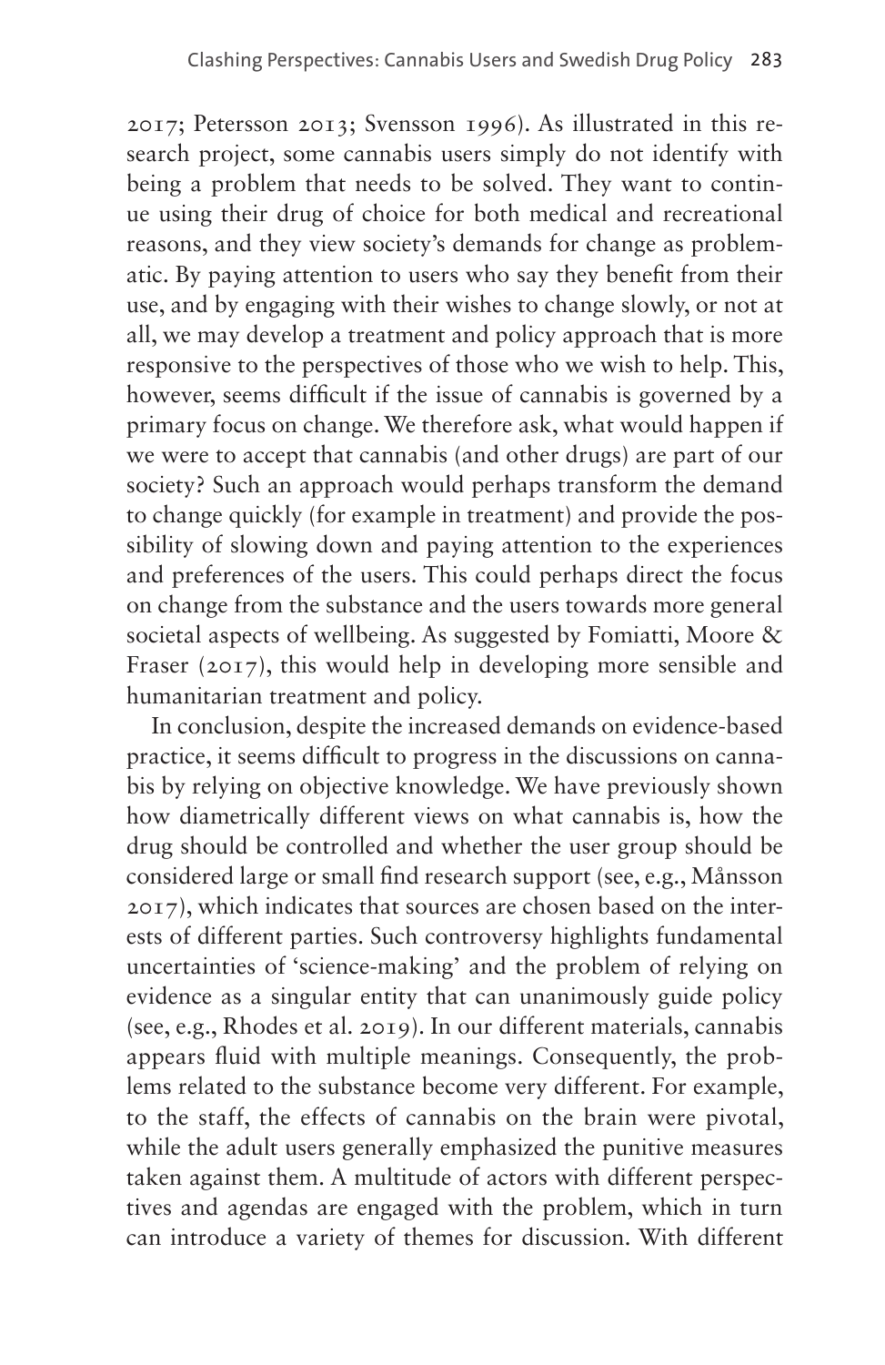2017; Petersson 2013; Svensson 1996). As illustrated in this research project, some cannabis users simply do not identify with being a problem that needs to be solved. They want to continue using their drug of choice for both medical and recreational reasons, and they view society's demands for change as problematic. By paying attention to users who say they benefit from their use, and by engaging with their wishes to change slowly, or not at all, we may develop a treatment and policy approach that is more responsive to the perspectives of those who we wish to help. This, however, seems difficult if the issue of cannabis is governed by a primary focus on change. We therefore ask, what would happen if we were to accept that cannabis (and other drugs) are part of our society? Such an approach would perhaps transform the demand to change quickly (for example in treatment) and provide the possibility of slowing down and paying attention to the experiences and preferences of the users. This could perhaps direct the focus on change from the substance and the users towards more general societal aspects of wellbeing. As suggested by Fomiatti, Moore & Fraser (2017), this would help in developing more sensible and humanitarian treatment and policy.

In conclusion, despite the increased demands on evidence-based practice, it seems difficult to progress in the discussions on cannabis by relying on objective knowledge. We have previously shown how diametrically different views on what cannabis is, how the drug should be controlled and whether the user group should be considered large or small find research support (see, e.g., Månsson 2017), which indicates that sources are chosen based on the interests of different parties. Such controversy highlights fundamental uncertainties of 'science-making' and the problem of relying on evidence as a singular entity that can unanimously guide policy (see, e.g., Rhodes et al. 2019). In our different materials, cannabis appears fluid with multiple meanings. Consequently, the problems related to the substance become very different. For example, to the staff, the effects of cannabis on the brain were pivotal, while the adult users generally emphasized the punitive measures taken against them. A multitude of actors with different perspectives and agendas are engaged with the problem, which in turn can introduce a variety of themes for discussion. With different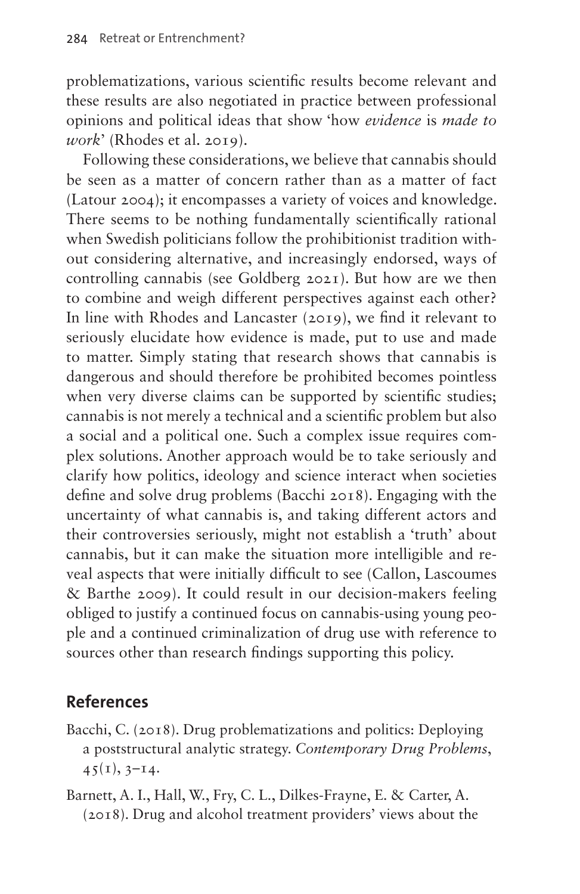problematizations, various scientific results become relevant and these results are also negotiated in practice between professional opinions and political ideas that show 'how *evidence* is *made to work*' (Rhodes et al. 2019).

Following these considerations, we believe that cannabis should be seen as a matter of concern rather than as a matter of fact (Latour 2004); it encompasses a variety of voices and knowledge. There seems to be nothing fundamentally scientifically rational when Swedish politicians follow the prohibitionist tradition without considering alternative, and increasingly endorsed, ways of controlling cannabis (see Goldberg 2021). But how are we then to combine and weigh different perspectives against each other? In line with Rhodes and Lancaster (2019), we find it relevant to seriously elucidate how evidence is made, put to use and made to matter. Simply stating that research shows that cannabis is dangerous and should therefore be prohibited becomes pointless when very diverse claims can be supported by scientific studies; cannabis is not merely a technical and a scientific problem but also a social and a political one. Such a complex issue requires complex solutions. Another approach would be to take seriously and clarify how politics, ideology and science interact when societies define and solve drug problems (Bacchi 2018). Engaging with the uncertainty of what cannabis is, and taking different actors and their controversies seriously, might not establish a 'truth' about cannabis, but it can make the situation more intelligible and reveal aspects that were initially difficult to see (Callon, Lascoumes & Barthe 2009). It could result in our decision-makers feeling obliged to justify a continued focus on cannabis-using young people and a continued criminalization of drug use with reference to sources other than research findings supporting this policy.

## References

Bacchi, C. (2018). Drug problematizations and politics: Deploying a poststructural analytic strategy. *Contemporary Drug Problems*, 45(1), 3–14.

Barnett, A. I., Hall, W., Fry, C. L., Dilkes-Frayne, E. & Carter, A. (2018). Drug and alcohol treatment providers' views about the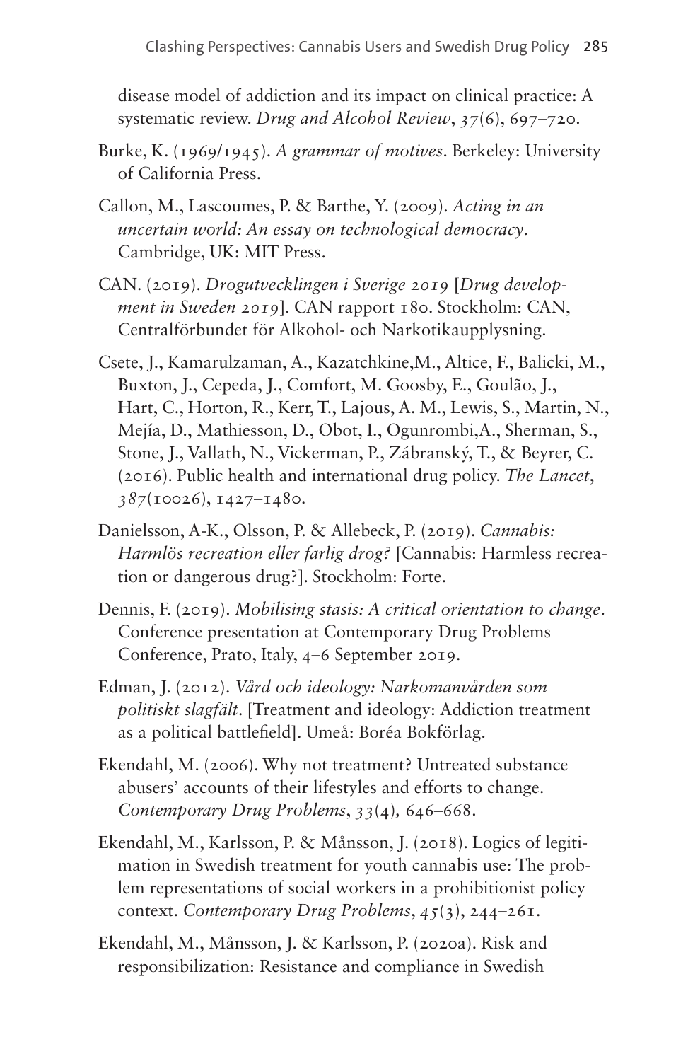disease model of addiction and its impact on clinical practice: A systematic review. *Drug and Alcohol Review*, *37*(6), 697–720.

Burke, K. (1969/1945). *A grammar of motives*. Berkeley: University of California Press.

Callon, M., Lascoumes, P. & Barthe, Y. (2009). *Acting in an uncertain world: An essay on technological democracy*. Cambridge, UK: MIT Press.

CAN. (2019). *Drogutvecklingen i Sverige 2019* [*Drug development in Sweden 2019*]. CAN rapport 180. Stockholm: CAN, Centralförbundet för Alkohol- och Narkotikaupplysning.

Csete, J., Kamarulzaman, A., Kazatchkine,M., Altice, F., Balicki, M., Buxton, J., Cepeda, J., Comfort, M. Goosby, E., Goulão, J., Hart, C., Horton, R., Kerr, T., Lajous, A. M., Lewis, S., Martin, N., Mejía, D., Mathiesson, D., Obot, I., Ogunrombi,A., Sherman, S., Stone, J., Vallath, N., Vickerman, P., Zábranský, T., & Beyrer, C. (2016). Public health and international drug policy. *The Lancet*, *387*(10026), 1427–1480.

Danielsson, A-K., Olsson, P. & Allebeck, P. (2019). *Cannabis: Harmlös recreation eller farlig drog?* [Cannabis: Harmless recreation or dangerous drug?]. Stockholm: Forte.

Dennis, F. (2019). *Mobilising stasis: A critical orientation to change*. Conference presentation at Contemporary Drug Problems Conference, Prato, Italy, 4–6 September 2019.

Edman, J. (2012). *Vård och ideology: Narkomanvården som politiskt slagfält*. [Treatment and ideology: Addiction treatment as a political battlefield]. Umeå: Boréa Bokförlag.

Ekendahl, M. (2006). Why not treatment? Untreated substance abusers' accounts of their lifestyles and efforts to change. *Contemporary Drug Problems*, *33*(4), 646–668.

Ekendahl, M., Karlsson, P. & Månsson, J. (2018). Logics of legitimation in Swedish treatment for youth cannabis use: The problem representations of social workers in a prohibitionist policy context. *Contemporary Drug Problems*, *45*(3), 244–261.

Ekendahl, M., Månsson, J. & Karlsson, P. (2020a). Risk and responsibilization: Resistance and compliance in Swedish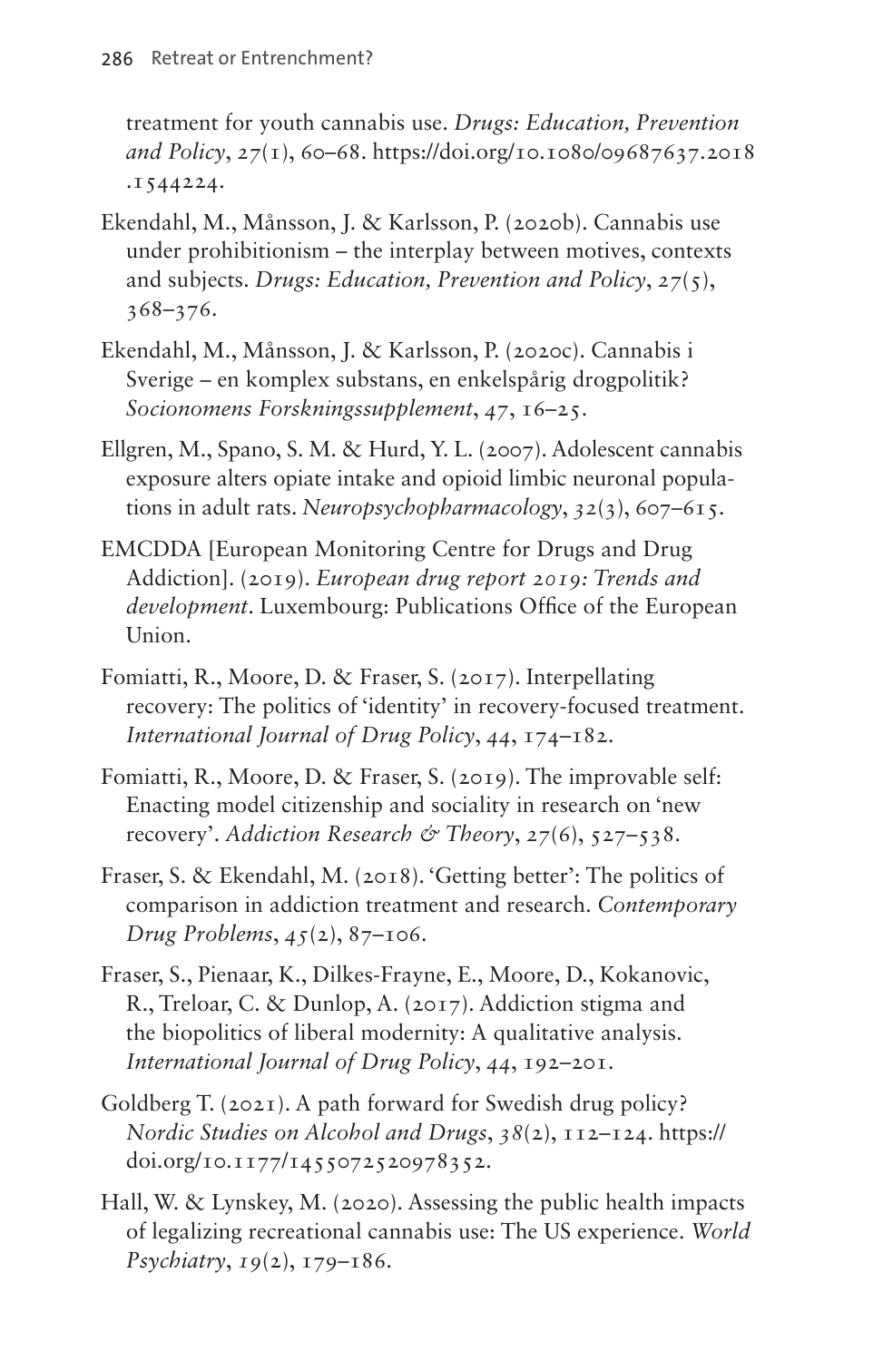treatment for youth cannabis use. *Drugs: Education, Prevention and Policy*, *27*(1), 60–68. https://doi.org/10.1080/09687637.2018.1544224.

Ekendahl, M., Månsson, J. & Karlsson, P. (2020b). Cannabis use under prohibitionism – the interplay between motives, contexts and subjects. *Drugs: Education, Prevention and Policy*, *27*(5), 368–376.

Ekendahl, M., Månsson, J. & Karlsson, P. (2020c). Cannabis i Sverige – en komplex substans, en enkelspårig drogpolitik? *Socionomens Forskningssupplement*, *47*, 16–25.

Ellgren, M., Spano, S. M. & Hurd, Y. L. (2007). Adolescent cannabis exposure alters opiate intake and opioid limbic neuronal populations in adult rats. *Neuropsychopharmacology*, *32*(3), 607–615.

EMCDDA [European Monitoring Centre for Drugs and Drug Addiction]. (2019). *European drug report 2019: Trends and development*. Luxembourg: Publications Office of the European Union.

Fomiatti, R., Moore, D. & Fraser, S. (2017). Interpellating recovery: The politics of 'identity' in recovery-focused treatment. *International Journal of Drug Policy*, *44*, 174–182.

Fomiatti, R., Moore, D. & Fraser, S. (2019). The improvable self: Enacting model citizenship and sociality in research on 'new recovery'. *Addiction Research & Theory*, *27*(6), 527–538.

Fraser, S. & Ekendahl, M. (2018). 'Getting better': The politics of comparison in addiction treatment and research. *Contemporary Drug Problems*, *45*(2), 87–106.

Fraser, S., Pienaar, K., Dilkes-Frayne, E., Moore, D., Kokanovic, R., Treloar, C. & Dunlop, A. (2017). Addiction stigma and the biopolitics of liberal modernity: A qualitative analysis. *International Journal of Drug Policy*, *44*, 192–201.

Goldberg T. (2021). A path forward for Swedish drug policy? *Nordic Studies on Alcohol and Drugs*, *38*(2), 112–124. https://doi.org/10.1177/1455072520978352.

Hall, W. & Lynskey, M. (2020). Assessing the public health impacts of legalizing recreational cannabis use: The US experience. *World Psychiatry*, *19*(2), 179–186.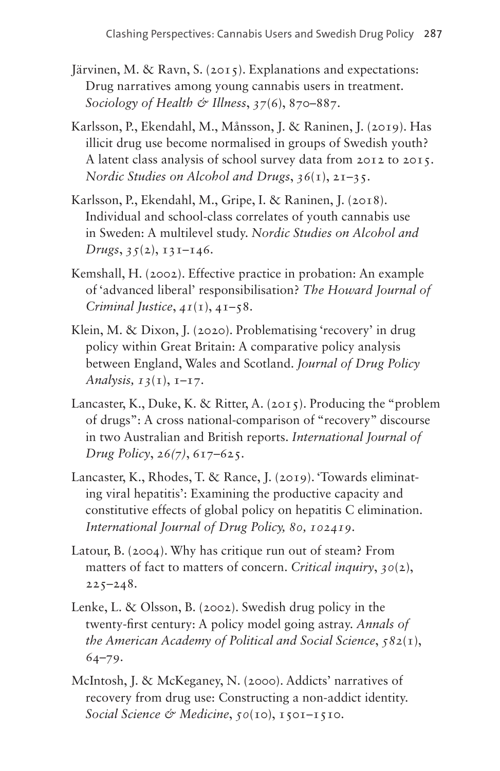Järvinen, M. & Ravn, S. (2015). Explanations and expectations: Drug narratives among young cannabis users in treatment. *Sociology of Health & Illness*, *37*(6), 870–887.

Karlsson, P., Ekendahl, M., Månsson, J. & Raninen, J. (2019). Has illicit drug use become normalised in groups of Swedish youth? A latent class analysis of school survey data from 2012 to 2015. *Nordic Studies on Alcohol and Drugs*, *36*(1), 21–35.

Karlsson, P., Ekendahl, M., Gripe, I. & Raninen, J. (2018). Individual and school-class correlates of youth cannabis use in Sweden: A multilevel study. *Nordic Studies on Alcohol and Drugs*, *35*(2), 131–146.

Kemshall, H. (2002). Effective practice in probation: An example of 'advanced liberal' responsibilisation? *The Howard Journal of Criminal Justice*, *41*(1), 41–58.

Klein, M. & Dixon, J. (2020). Problematising 'recovery' in drug policy within Great Britain: A comparative policy analysis between England, Wales and Scotland. *Journal of Drug Policy Analysis, 13*(1), 1–17.

Lancaster, K., Duke, K. & Ritter, A. (2015). Producing the "problem of drugs": A cross national-comparison of "recovery" discourse in two Australian and British reports. *International Journal of Drug Policy*, *26(7)*, 617–625.

Lancaster, K., Rhodes, T. & Rance, J. (2019). 'Towards eliminating viral hepatitis': Examining the productive capacity and constitutive effects of global policy on hepatitis C elimination. *International Journal of Drug Policy, 80, 102419*.

Latour, B. (2004). Why has critique run out of steam? From matters of fact to matters of concern. *Critical inquiry*, *30*(2), 225–248.

Lenke, L. & Olsson, B. (2002). Swedish drug policy in the twenty-first century: A policy model going astray. *Annals of the American Academy of Political and Social Science*, *582*(1), 64–79.

McIntosh, J. & McKeganey, N. (2000). Addicts' narratives of recovery from drug use: Constructing a non-addict identity. *Social Science & Medicine*, *50*(10), 1501–1510.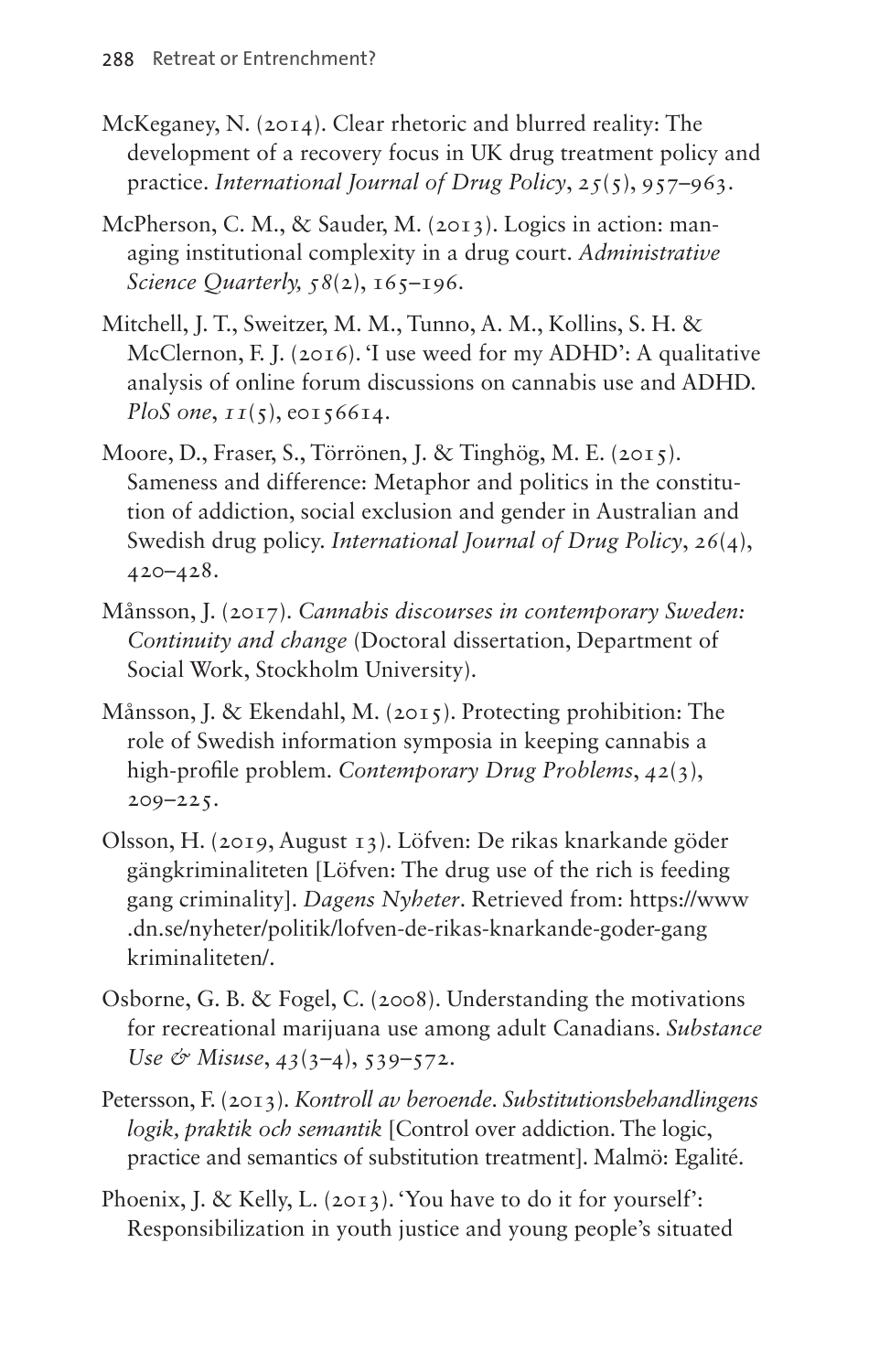McKeganey, N. (2014). Clear rhetoric and blurred reality: The development of a recovery focus in UK drug treatment policy and practice. *International Journal of Drug Policy*, *25*(5), 957–963.

McPherson, C. M., & Sauder, M. (2013). Logics in action: managing institutional complexity in a drug court. *Administrative Science Quarterly, 58*(2), 165–196.

Mitchell, J. T., Sweitzer, M. M., Tunno, A. M., Kollins, S. H. & McClernon, F. J. (2016). 'I use weed for my ADHD': A qualitative analysis of online forum discussions on cannabis use and ADHD. *PloS one*, *11*(5), e0156614.

Moore, D., Fraser, S., Törrönen, J. & Tinghög, M. E. (2015). Sameness and difference: Metaphor and politics in the constitution of addiction, social exclusion and gender in Australian and Swedish drug policy. *International Journal of Drug Policy*, *26*(4), 420–428.

Månsson, J. (2017). *Cannabis discourses in contemporary Sweden: Continuity and change* (Doctoral dissertation, Department of Social Work, Stockholm University).

Månsson, J. & Ekendahl, M. (2015). Protecting prohibition: The role of Swedish information symposia in keeping cannabis a high-profile problem. *Contemporary Drug Problems*, *42*(3), 209–225.

Olsson, H. (2019, August 13). Löfven: De rikas knarkande göder gängkriminaliteten [Löfven: The drug use of the rich is feeding gang criminality]. *Dagens Nyheter*. Retrieved from: https://www.dn.se/nyheter/politik/lofven-de-rikas-knarkande-goder-gangkriminaliteten/.

Osborne, G. B. & Fogel, C. (2008). Understanding the motivations for recreational marijuana use among adult Canadians. *Substance Use & Misuse*, *43*(3–4), 539–572.

Petersson, F. (2013). *Kontroll av beroende. Substitutionsbehandlingens logik, praktik och semantik* [Control over addiction. The logic, practice and semantics of substitution treatment]. Malmö: Egalité.

Phoenix, J. & Kelly, L. (2013). 'You have to do it for yourself': Responsibilization in youth justice and young people's situated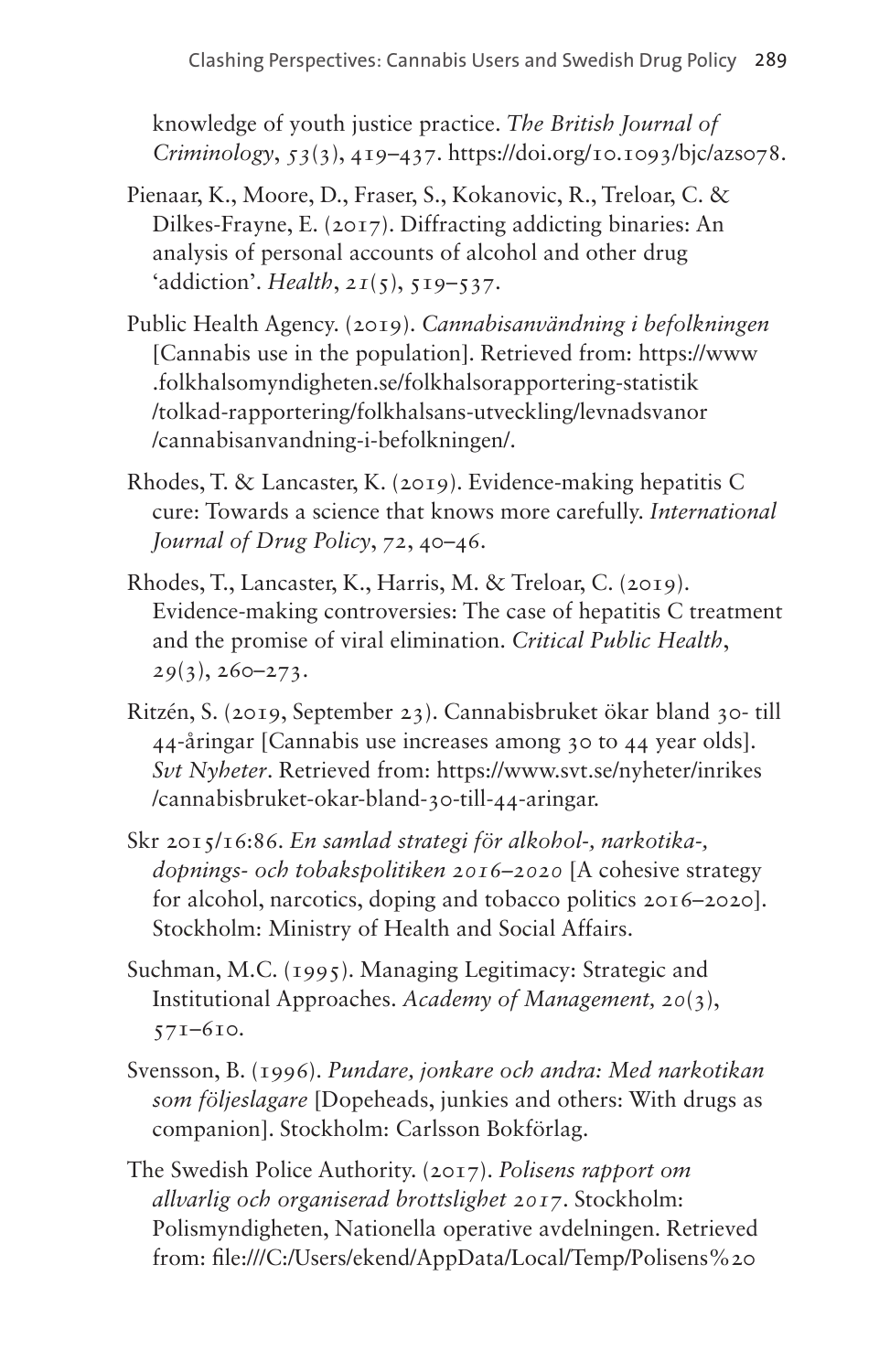knowledge of youth justice practice. *The British Journal of Criminology*, *53*(3), 419–437. https://doi.org/10.1093/bjc/azs078.

Pienaar, K., Moore, D., Fraser, S., Kokanovic, R., Treloar, C. & Dilkes-Frayne, E. (2017). Diffracting addicting binaries: An analysis of personal accounts of alcohol and other drug 'addiction'. *Health*, *21*(5), 519–537.

Public Health Agency. (2019). *Cannabisanvändning i befolkningen* [Cannabis use in the population]. Retrieved from: https://www.folkhalsomyndigheten.se/folkhalsorapportering-statistik/tolkad-rapportering/folkhalsans-utveckling/levnadsvanor/cannabisanvandning-i-befolkningen/.

Rhodes, T. & Lancaster, K. (2019). Evidence-making hepatitis C cure: Towards a science that knows more carefully. *International Journal of Drug Policy*, *72*, 40–46.

Rhodes, T., Lancaster, K., Harris, M. & Treloar, C. (2019). Evidence-making controversies: The case of hepatitis C treatment and the promise of viral elimination. *Critical Public Health*, *29*(3), 260–273.

Ritzén, S. (2019, September 23). Cannabisbruket ökar bland 30- till 44-åringar [Cannabis use increases among 30 to 44 year olds]. *Svt Nyheter*. Retrieved from: https://www.svt.se/nyheter/inrikes/cannabisbruket-okar-bland-30-till-44-aringar.

Skr 2015/16:86. *En samlad strategi för alkohol-, narkotika-, dopnings- och tobakspolitiken 2016–2020* [A cohesive strategy for alcohol, narcotics, doping and tobacco politics 2016–2020]. Stockholm: Ministry of Health and Social Affairs.

Suchman, M.C. (1995). Managing Legitimacy: Strategic and Institutional Approaches. *Academy of Management, 20*(3), 571–610.

Svensson, B. (1996). *Pundare, jonkare och andra: Med narkotikan som följeslagare* [Dopeheads, junkies and others: With drugs as companion]. Stockholm: Carlsson Bokförlag.

The Swedish Police Authority. (2017). *Polisens rapport om allvarlig och organiserad brottslighet 2017*. Stockholm: Polismyndigheten, Nationella operative avdelningen. Retrieved from: file:///C:/Users/ekend/AppData/Local/Temp/Polisens%20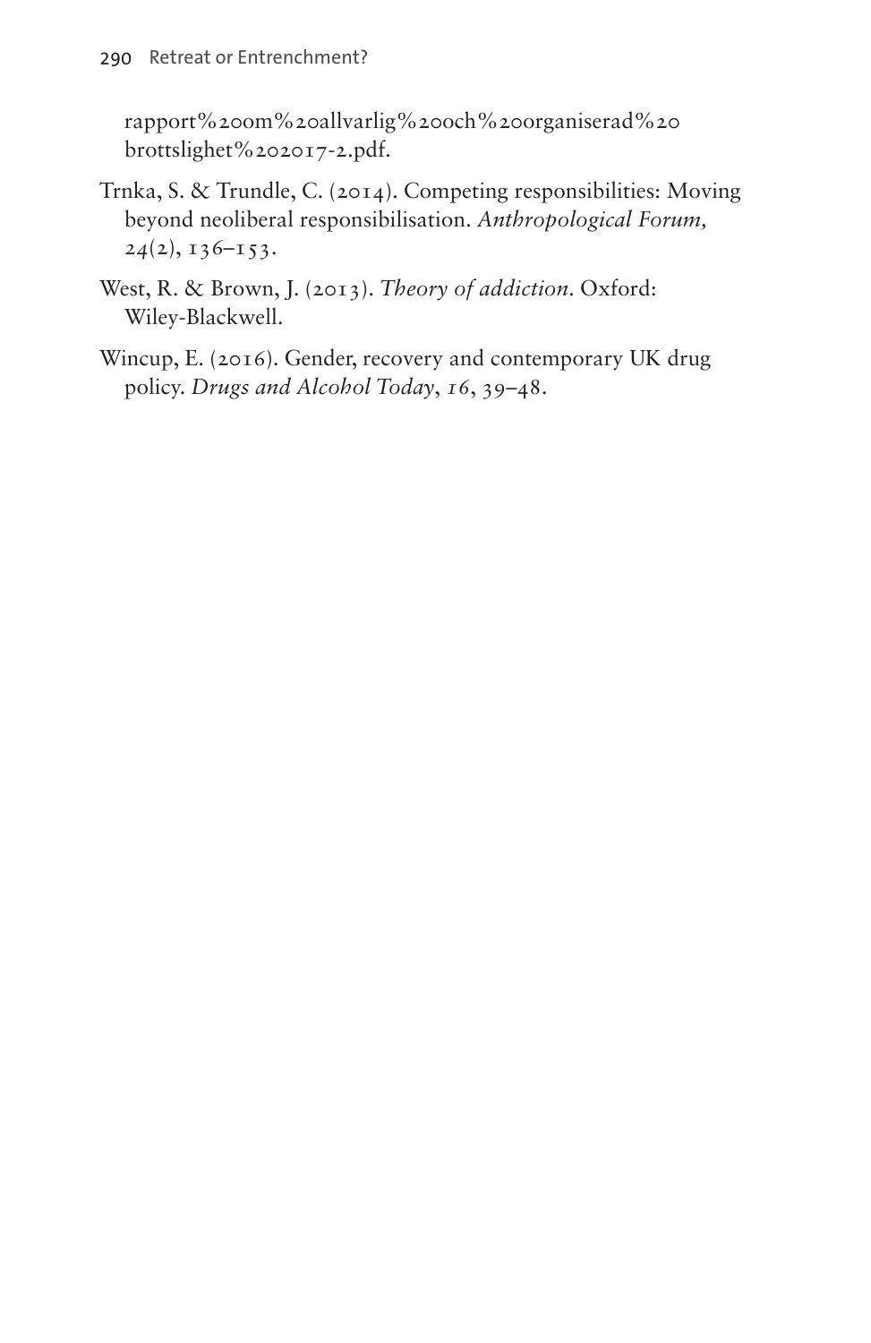rapport%20om%20allvarlig%20och%20organiserad%20 brottslighet%202017-2.pdf.

Trnka, S. & Trundle, C. (2014). Competing responsibilities: Moving beyond neoliberal responsibilisation. *Anthropological Forum, 24*(2), 136–153.

West, R. & Brown, J. (2013). *Theory of addiction*. Oxford: Wiley-Blackwell.

Wincup, E. (2016). Gender, recovery and contemporary UK drug policy. *Drugs and Alcohol Today*, *16*, 39–48.